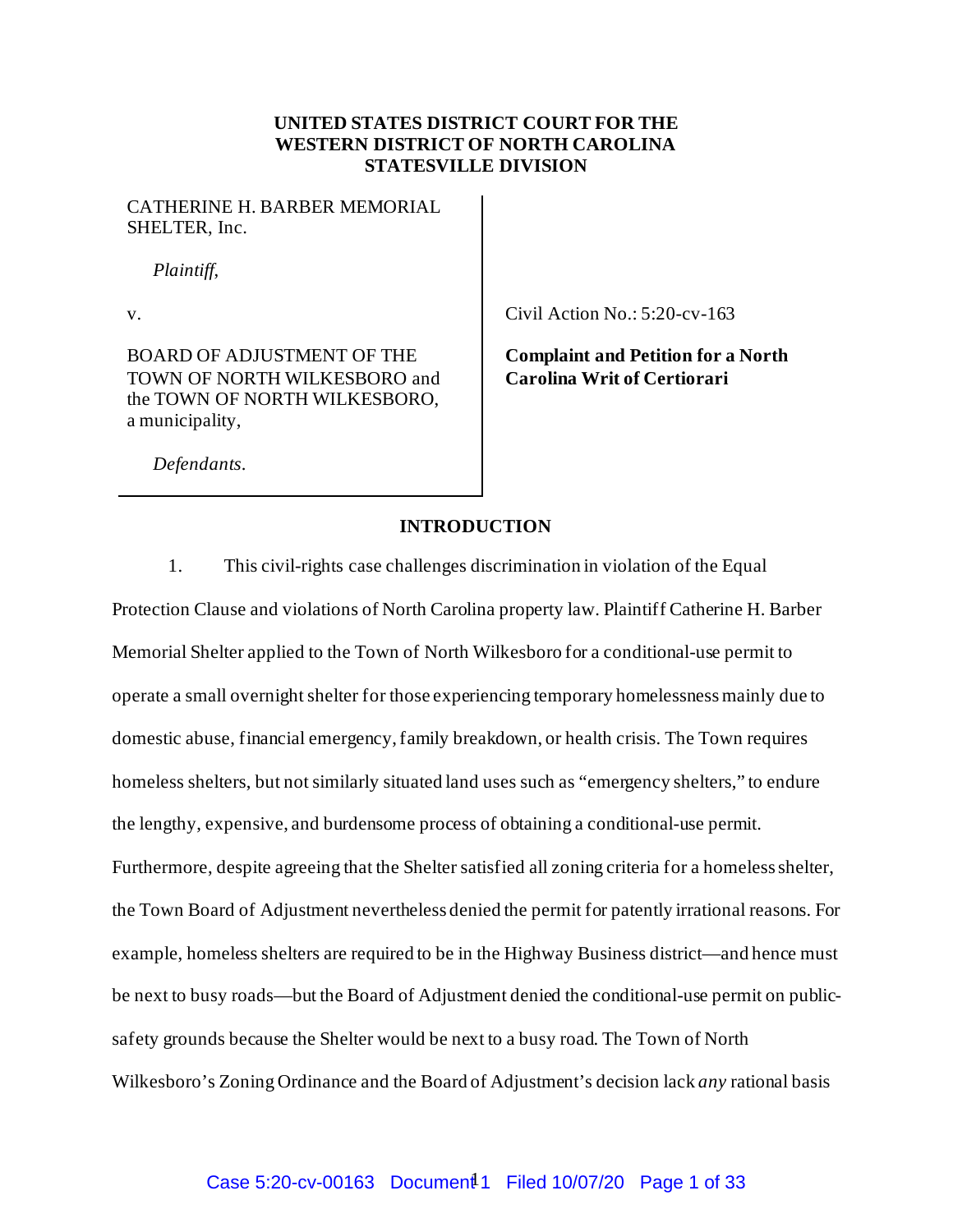**UNITED STATES DISTRICT COURT FOR THE WESTERN DISTRICT OF NORTH CAROLINA STATESVILLE DIVISION**

| | |
|---|---|
| CATHERINE H. BARBER MEMORIAL SHELTER, Inc.<br><br>*Plaintiff*,<br><br>v.<br><br>BOARD OF ADJUSTMENT OF THE TOWN OF NORTH WILKESBORO and the TOWN OF NORTH WILKESBORO, a municipality,<br><br>*Defendants*. | Civil Action No.: 5:20-cv-163<br><br>**Complaint and Petition for a North Carolina Writ of Certiorari** |

## INTRODUCTION

1. This civil-rights case challenges discrimination in violation of the Equal Protection Clause and violations of North Carolina property law. Plaintiff Catherine H. Barber Memorial Shelter applied to the Town of North Wilkesboro for a conditional-use permit to operate a small overnight shelter for those experiencing temporary homelessness mainly due to domestic abuse, financial emergency, family breakdown, or health crisis. The Town requires homeless shelters, but not similarly situated land uses such as "emergency shelters," to endure the lengthy, expensive, and burdensome process of obtaining a conditional-use permit. Furthermore, despite agreeing that the Shelter satisfied all zoning criteria for a homeless shelter, the Town Board of Adjustment nevertheless denied the permit for patently irrational reasons. For example, homeless shelters are required to be in the Highway Business district—and hence must be next to busy roads—but the Board of Adjustment denied the conditional-use permit on public-safety grounds because the Shelter would be next to a busy road. The Town of North Wilkesboro's Zoning Ordinance and the Board of Adjustment's decision lack *any* rational basis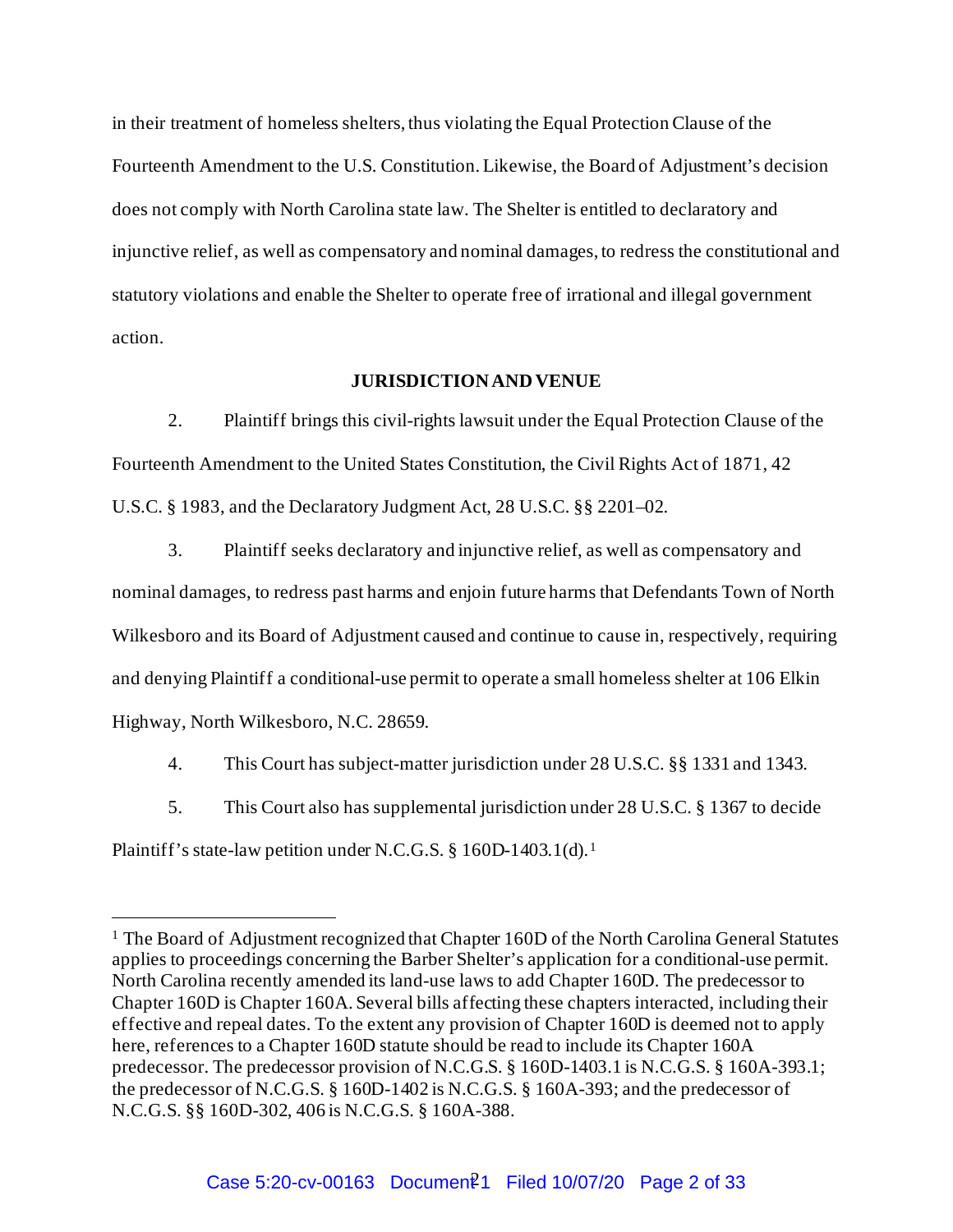in their treatment of homeless shelters, thus violating the Equal Protection Clause of the Fourteenth Amendment to the U.S. Constitution. Likewise, the Board of Adjustment's decision does not comply with North Carolina state law. The Shelter is entitled to declaratory and injunctive relief, as well as compensatory and nominal damages, to redress the constitutional and statutory violations and enable the Shelter to operate free of irrational and illegal government action.

**JURISDICTION AND VENUE**

2. Plaintiff brings this civil-rights lawsuit under the Equal Protection Clause of the Fourteenth Amendment to the United States Constitution, the Civil Rights Act of 1871, 42 U.S.C. § 1983, and the Declaratory Judgment Act, 28 U.S.C. §§ 2201–02.

3. Plaintiff seeks declaratory and injunctive relief, as well as compensatory and nominal damages, to redress past harms and enjoin future harms that Defendants Town of North Wilkesboro and its Board of Adjustment caused and continue to cause in, respectively, requiring and denying Plaintiff a conditional-use permit to operate a small homeless shelter at 106 Elkin Highway, North Wilkesboro, N.C. 28659.

4. This Court has subject-matter jurisdiction under 28 U.S.C. §§ 1331 and 1343.

5. This Court also has supplemental jurisdiction under 28 U.S.C. § 1367 to decide Plaintiff's state-law petition under N.C.G.S. § 160D-1403.1(d).[1]

---

[1] The Board of Adjustment recognized that Chapter 160D of the North Carolina General Statutes applies to proceedings concerning the Barber Shelter's application for a conditional-use permit. North Carolina recently amended its land-use laws to add Chapter 160D. The predecessor to Chapter 160D is Chapter 160A. Several bills affecting these chapters interacted, including their effective and repeal dates. To the extent any provision of Chapter 160D is deemed not to apply here, references to a Chapter 160D statute should be read to include its Chapter 160A predecessor. The predecessor provision of N.C.G.S. § 160D-1403.1 is N.C.G.S. § 160A-393.1; the predecessor of N.C.G.S. § 160D-1402 is N.C.G.S. § 160A-393; and the predecessor of N.C.G.S. §§ 160D-302, 406 is N.C.G.S. § 160A-388.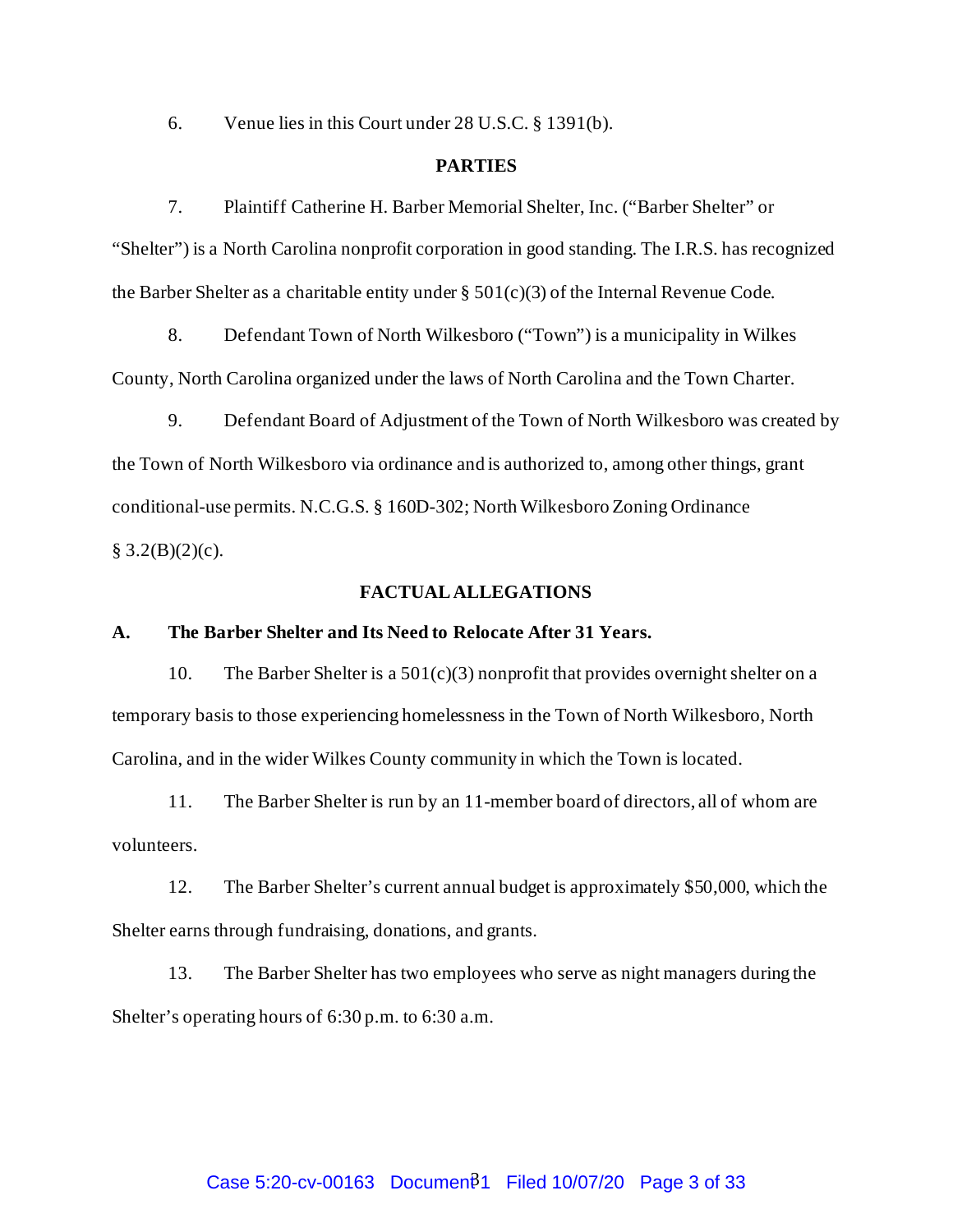6. Venue lies in this Court under 28 U.S.C. § 1391(b).

**PARTIES**

7. Plaintiff Catherine H. Barber Memorial Shelter, Inc. ("Barber Shelter" or "Shelter") is a North Carolina nonprofit corporation in good standing. The I.R.S. has recognized the Barber Shelter as a charitable entity under § 501(c)(3) of the Internal Revenue Code.

8. Defendant Town of North Wilkesboro ("Town") is a municipality in Wilkes County, North Carolina organized under the laws of North Carolina and the Town Charter.

9. Defendant Board of Adjustment of the Town of North Wilkesboro was created by the Town of North Wilkesboro via ordinance and is authorized to, among other things, grant conditional-use permits. N.C.G.S. § 160D-302; North Wilkesboro Zoning Ordinance § 3.2(B)(2)(c).

**FACTUAL ALLEGATIONS**

**A. The Barber Shelter and Its Need to Relocate After 31 Years.**

10. The Barber Shelter is a 501(c)(3) nonprofit that provides overnight shelter on a temporary basis to those experiencing homelessness in the Town of North Wilkesboro, North Carolina, and in the wider Wilkes County community in which the Town is located.

11. The Barber Shelter is run by an 11-member board of directors, all of whom are volunteers.

12. The Barber Shelter's current annual budget is approximately $50,000, which the Shelter earns through fundraising, donations, and grants.

13. The Barber Shelter has two employees who serve as night managers during the Shelter's operating hours of 6:30 p.m. to 6:30 a.m.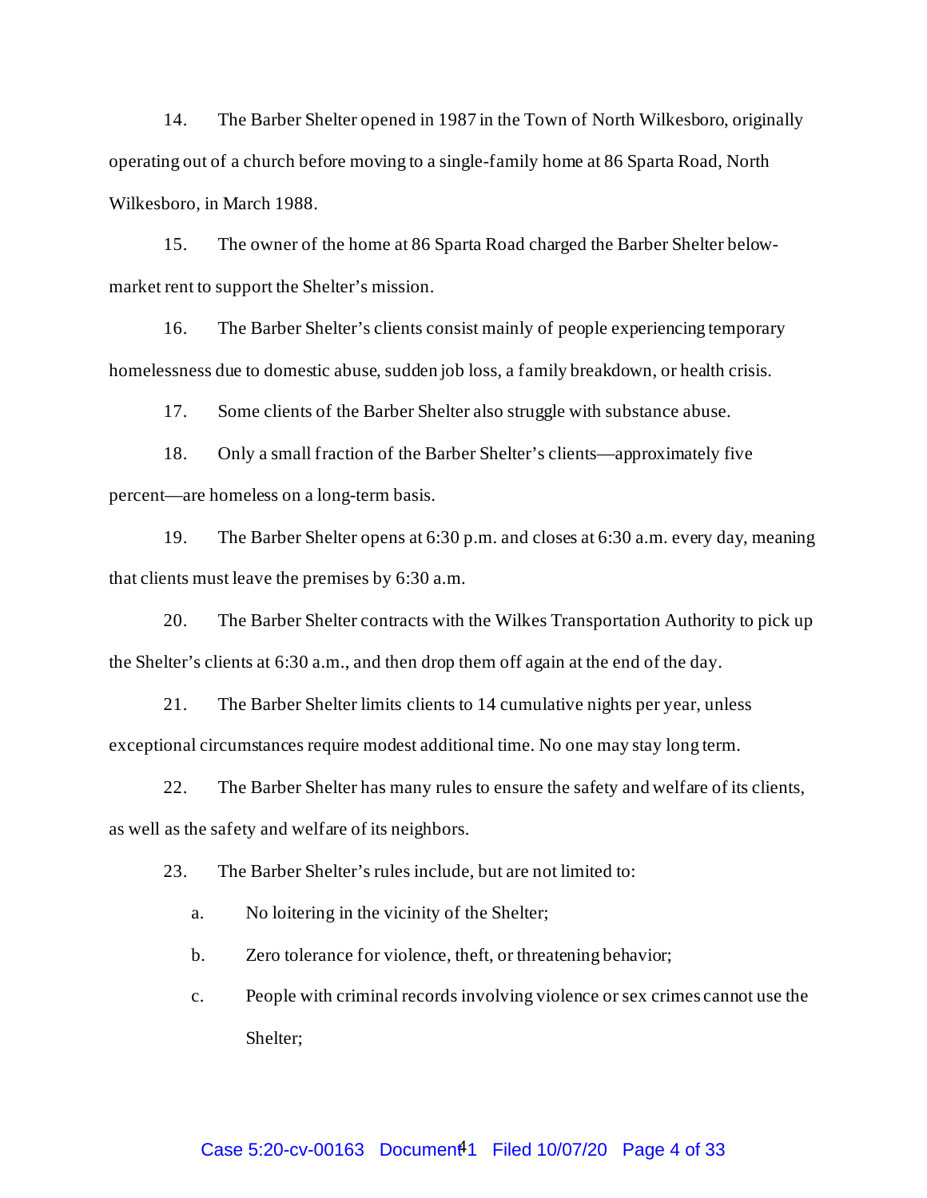14. The Barber Shelter opened in 1987 in the Town of North Wilkesboro, originally operating out of a church before moving to a single-family home at 86 Sparta Road, North Wilkesboro, in March 1988.

15. The owner of the home at 86 Sparta Road charged the Barber Shelter below-market rent to support the Shelter's mission.

16. The Barber Shelter's clients consist mainly of people experiencing temporary homelessness due to domestic abuse, sudden job loss, a family breakdown, or health crisis.

17. Some clients of the Barber Shelter also struggle with substance abuse.

18. Only a small fraction of the Barber Shelter's clients—approximately five percent—are homeless on a long-term basis.

19. The Barber Shelter opens at 6:30 p.m. and closes at 6:30 a.m. every day, meaning that clients must leave the premises by 6:30 a.m.

20. The Barber Shelter contracts with the Wilkes Transportation Authority to pick up the Shelter's clients at 6:30 a.m., and then drop them off again at the end of the day.

21. The Barber Shelter limits clients to 14 cumulative nights per year, unless exceptional circumstances require modest additional time. No one may stay long term.

22. The Barber Shelter has many rules to ensure the safety and welfare of its clients, as well as the safety and welfare of its neighbors.

23. The Barber Shelter's rules include, but are not limited to:

   a. No loitering in the vicinity of the Shelter;

   b. Zero tolerance for violence, theft, or threatening behavior;

   c. People with criminal records involving violence or sex crimes cannot use the Shelter;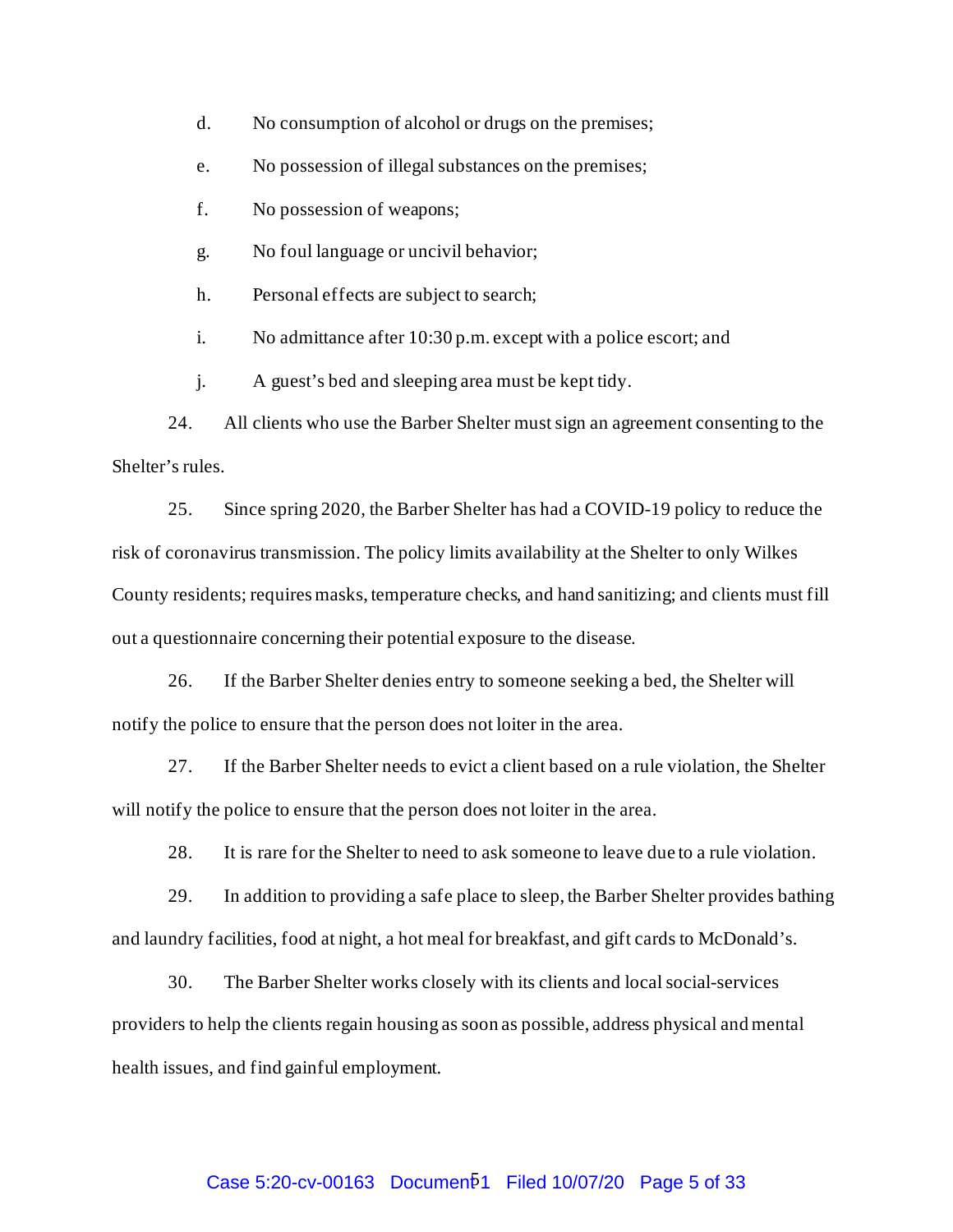d. No consumption of alcohol or drugs on the premises;

e. No possession of illegal substances on the premises;

f. No possession of weapons;

g. No foul language or uncivil behavior;

h. Personal effects are subject to search;

i. No admittance after 10:30 p.m. except with a police escort; and

j. A guest's bed and sleeping area must be kept tidy.

24. All clients who use the Barber Shelter must sign an agreement consenting to the Shelter's rules.

25. Since spring 2020, the Barber Shelter has had a COVID-19 policy to reduce the risk of coronavirus transmission. The policy limits availability at the Shelter to only Wilkes County residents; requires masks, temperature checks, and hand sanitizing; and clients must fill out a questionnaire concerning their potential exposure to the disease.

26. If the Barber Shelter denies entry to someone seeking a bed, the Shelter will notify the police to ensure that the person does not loiter in the area.

27. If the Barber Shelter needs to evict a client based on a rule violation, the Shelter will notify the police to ensure that the person does not loiter in the area.

28. It is rare for the Shelter to need to ask someone to leave due to a rule violation.

29. In addition to providing a safe place to sleep, the Barber Shelter provides bathing and laundry facilities, food at night, a hot meal for breakfast, and gift cards to McDonald's.

30. The Barber Shelter works closely with its clients and local social-services providers to help the clients regain housing as soon as possible, address physical and mental health issues, and find gainful employment.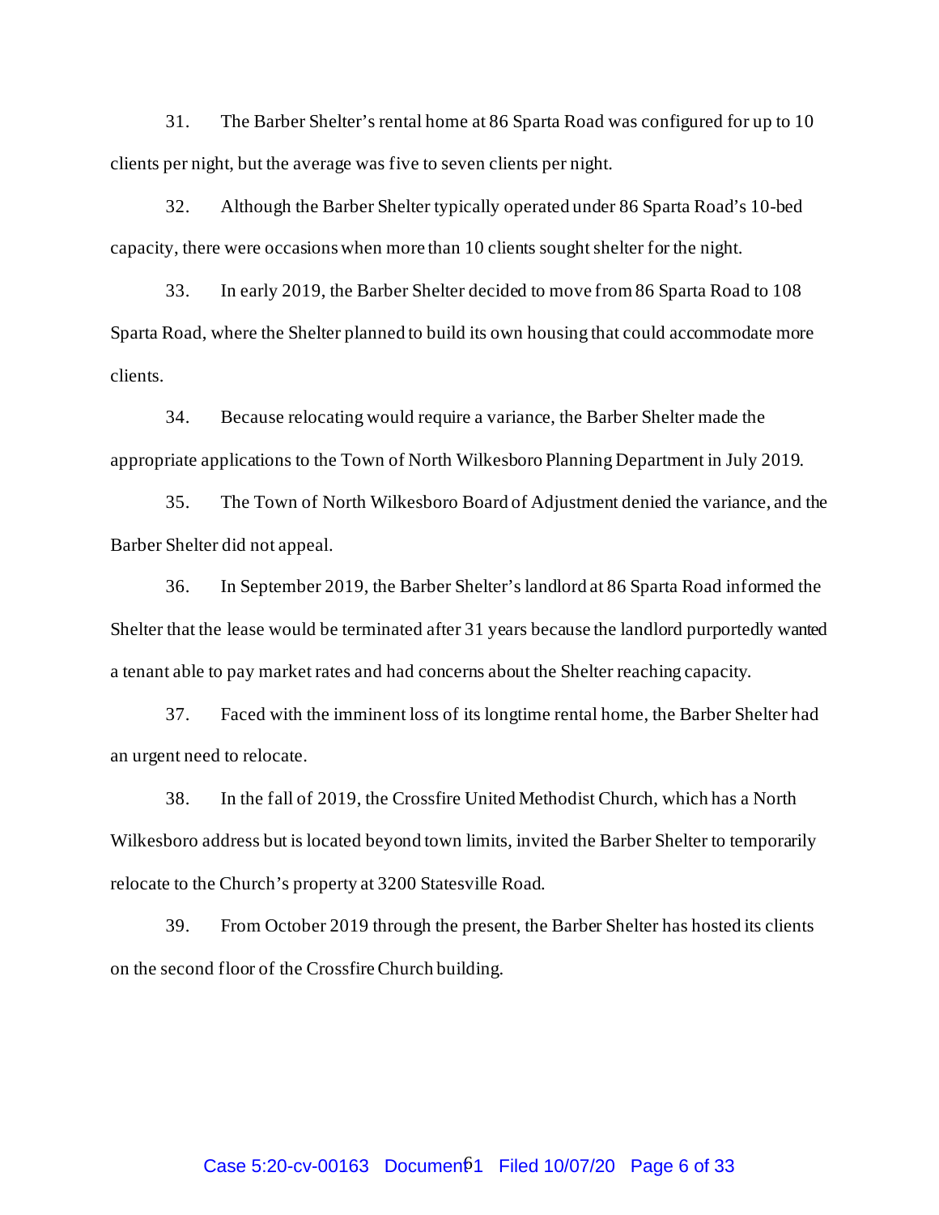31. The Barber Shelter's rental home at 86 Sparta Road was configured for up to 10 clients per night, but the average was five to seven clients per night.

32. Although the Barber Shelter typically operated under 86 Sparta Road's 10-bed capacity, there were occasions when more than 10 clients sought shelter for the night.

33. In early 2019, the Barber Shelter decided to move from 86 Sparta Road to 108 Sparta Road, where the Shelter planned to build its own housing that could accommodate more clients.

34. Because relocating would require a variance, the Barber Shelter made the appropriate applications to the Town of North Wilkesboro Planning Department in July 2019.

35. The Town of North Wilkesboro Board of Adjustment denied the variance, and the Barber Shelter did not appeal.

36. In September 2019, the Barber Shelter's landlord at 86 Sparta Road informed the Shelter that the lease would be terminated after 31 years because the landlord purportedly wanted a tenant able to pay market rates and had concerns about the Shelter reaching capacity.

37. Faced with the imminent loss of its longtime rental home, the Barber Shelter had an urgent need to relocate.

38. In the fall of 2019, the Crossfire United Methodist Church, which has a North Wilkesboro address but is located beyond town limits, invited the Barber Shelter to temporarily relocate to the Church's property at 3200 Statesville Road.

39. From October 2019 through the present, the Barber Shelter has hosted its clients on the second floor of the Crossfire Church building.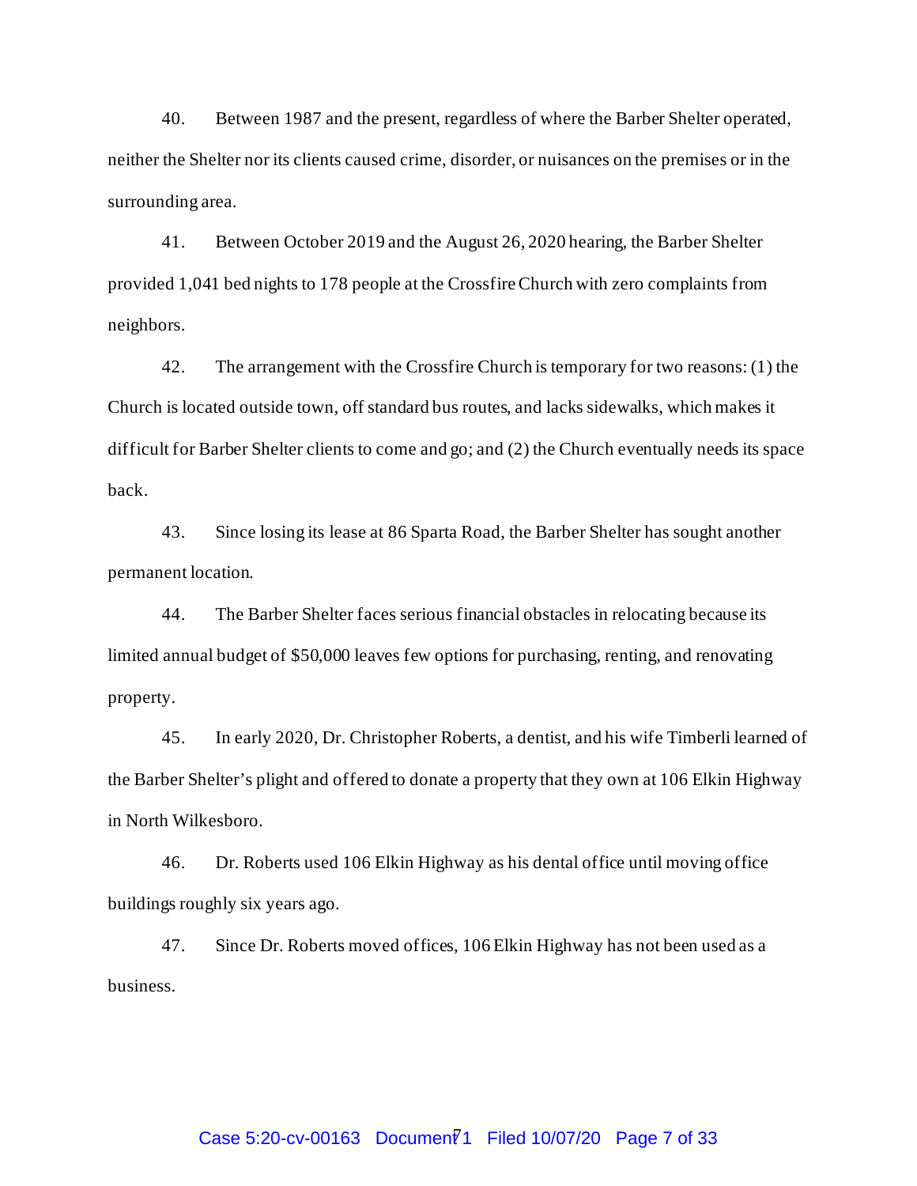40. Between 1987 and the present, regardless of where the Barber Shelter operated, neither the Shelter nor its clients caused crime, disorder, or nuisances on the premises or in the surrounding area.

41. Between October 2019 and the August 26, 2020 hearing, the Barber Shelter provided 1,041 bed nights to 178 people at the Crossfire Church with zero complaints from neighbors.

42. The arrangement with the Crossfire Church is temporary for two reasons: (1) the Church is located outside town, off standard bus routes, and lacks sidewalks, which makes it difficult for Barber Shelter clients to come and go; and (2) the Church eventually needs its space back.

43. Since losing its lease at 86 Sparta Road, the Barber Shelter has sought another permanent location.

44. The Barber Shelter faces serious financial obstacles in relocating because its limited annual budget of $50,000 leaves few options for purchasing, renting, and renovating property.

45. In early 2020, Dr. Christopher Roberts, a dentist, and his wife Timberli learned of the Barber Shelter's plight and offered to donate a property that they own at 106 Elkin Highway in North Wilkesboro.

46. Dr. Roberts used 106 Elkin Highway as his dental office until moving office buildings roughly six years ago.

47. Since Dr. Roberts moved offices, 106 Elkin Highway has not been used as a business.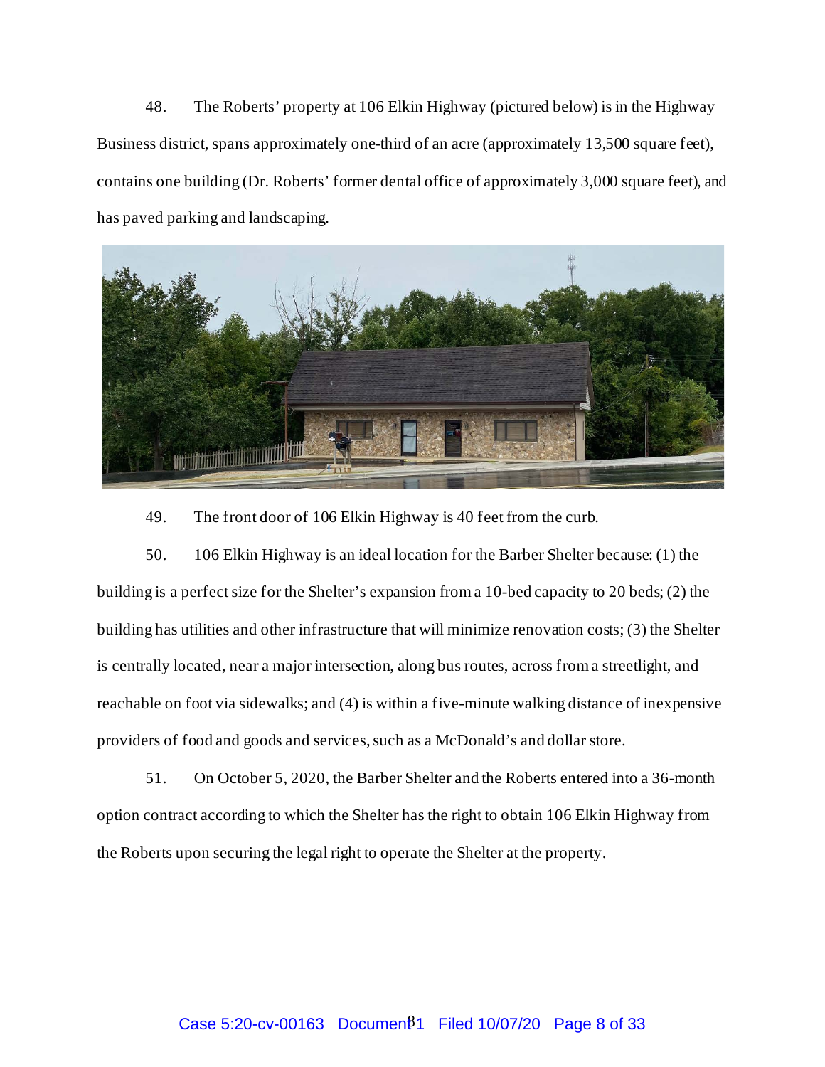48. The Roberts' property at 106 Elkin Highway (pictured below) is in the Highway Business district, spans approximately one-third of an acre (approximately 13,500 square feet), contains one building (Dr. Roberts' former dental office of approximately 3,000 square feet), and has paved parking and landscaping.

49. The front door of 106 Elkin Highway is 40 feet from the curb.

50. 106 Elkin Highway is an ideal location for the Barber Shelter because: (1) the building is a perfect size for the Shelter's expansion from a 10-bed capacity to 20 beds; (2) the building has utilities and other infrastructure that will minimize renovation costs; (3) the Shelter is centrally located, near a major intersection, along bus routes, across from a streetlight, and reachable on foot via sidewalks; and (4) is within a five-minute walking distance of inexpensive providers of food and goods and services, such as a McDonald's and dollar store.

51. On October 5, 2020, the Barber Shelter and the Roberts entered into a 36-month option contract according to which the Shelter has the right to obtain 106 Elkin Highway from the Roberts upon securing the legal right to operate the Shelter at the property.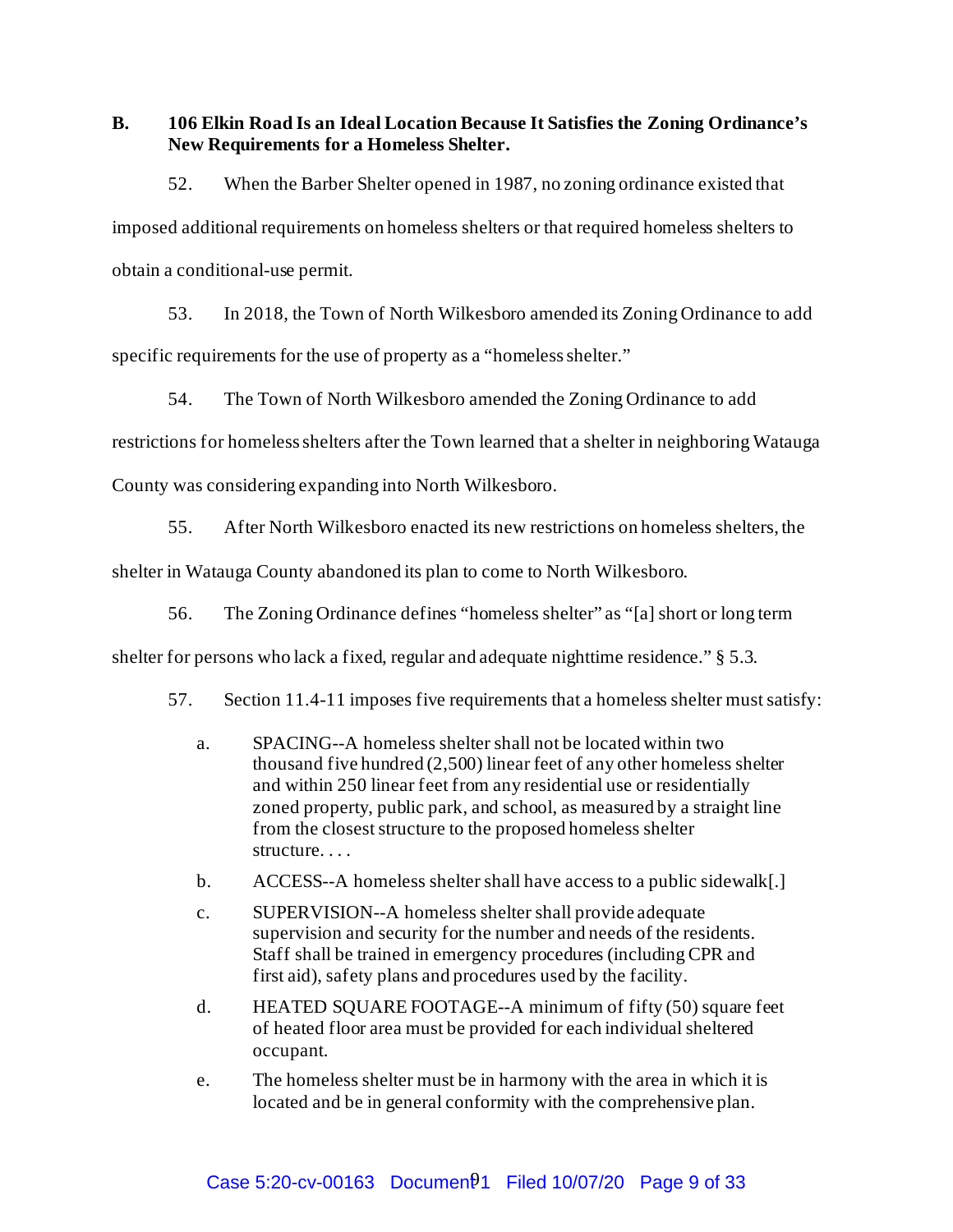## B. 106 Elkin Road Is an Ideal Location Because It Satisfies the Zoning Ordinance's New Requirements for a Homeless Shelter.

52. When the Barber Shelter opened in 1987, no zoning ordinance existed that imposed additional requirements on homeless shelters or that required homeless shelters to obtain a conditional-use permit.

53. In 2018, the Town of North Wilkesboro amended its Zoning Ordinance to add specific requirements for the use of property as a "homeless shelter."

54. The Town of North Wilkesboro amended the Zoning Ordinance to add restrictions for homeless shelters after the Town learned that a shelter in neighboring Watauga County was considering expanding into North Wilkesboro.

55. After North Wilkesboro enacted its new restrictions on homeless shelters, the shelter in Watauga County abandoned its plan to come to North Wilkesboro.

56. The Zoning Ordinance defines "homeless shelter" as "[a] short or long term shelter for persons who lack a fixed, regular and adequate nighttime residence." § 5.3.

57. Section 11.4-11 imposes five requirements that a homeless shelter must satisfy:

> a. SPACING--A homeless shelter shall not be located within two thousand five hundred (2,500) linear feet of any other homeless shelter and within 250 linear feet from any residential use or residentially zoned property, public park, and school, as measured by a straight line from the closest structure to the proposed homeless shelter structure. . . .
>
> b. ACCESS--A homeless shelter shall have access to a public sidewalk[.]
>
> c. SUPERVISION--A homeless shelter shall provide adequate supervision and security for the number and needs of the residents. Staff shall be trained in emergency procedures (including CPR and first aid), safety plans and procedures used by the facility.
>
> d. HEATED SQUARE FOOTAGE--A minimum of fifty (50) square feet of heated floor area must be provided for each individual sheltered occupant.
>
> e. The homeless shelter must be in harmony with the area in which it is located and be in general conformity with the comprehensive plan.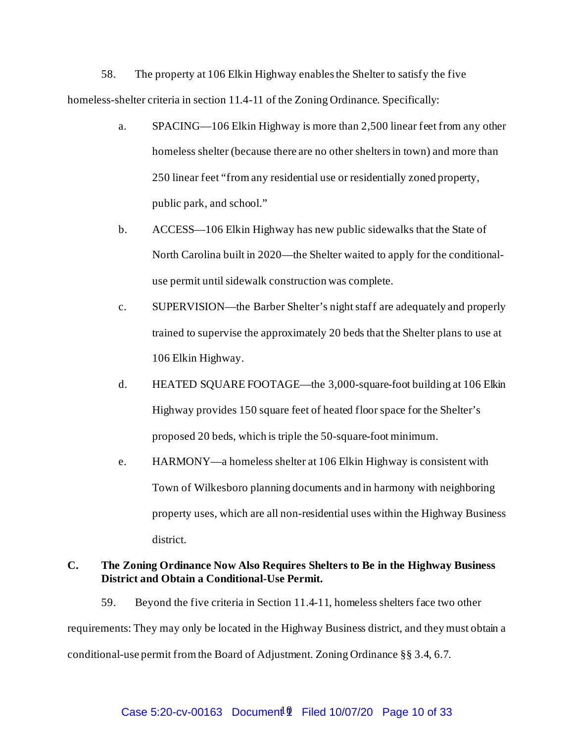58. The property at 106 Elkin Highway enables the Shelter to satisfy the five homeless-shelter criteria in section 11.4-11 of the Zoning Ordinance. Specifically:

a. SPACING—106 Elkin Highway is more than 2,500 linear feet from any other homeless shelter (because there are no other shelters in town) and more than 250 linear feet "from any residential use or residentially zoned property, public park, and school."

b. ACCESS—106 Elkin Highway has new public sidewalks that the State of North Carolina built in 2020—the Shelter waited to apply for the conditional-use permit until sidewalk construction was complete.

c. SUPERVISION—the Barber Shelter's night staff are adequately and properly trained to supervise the approximately 20 beds that the Shelter plans to use at 106 Elkin Highway.

d. HEATED SQUARE FOOTAGE—the 3,000-square-foot building at 106 Elkin Highway provides 150 square feet of heated floor space for the Shelter's proposed 20 beds, which is triple the 50-square-foot minimum.

e. HARMONY—a homeless shelter at 106 Elkin Highway is consistent with Town of Wilkesboro planning documents and in harmony with neighboring property uses, which are all non-residential uses within the Highway Business district.

### C. The Zoning Ordinance Now Also Requires Shelters to Be in the Highway Business District and Obtain a Conditional-Use Permit.

59. Beyond the five criteria in Section 11.4-11, homeless shelters face two other requirements: They may only be located in the Highway Business district, and they must obtain a conditional-use permit from the Board of Adjustment. Zoning Ordinance §§ 3.4, 6.7.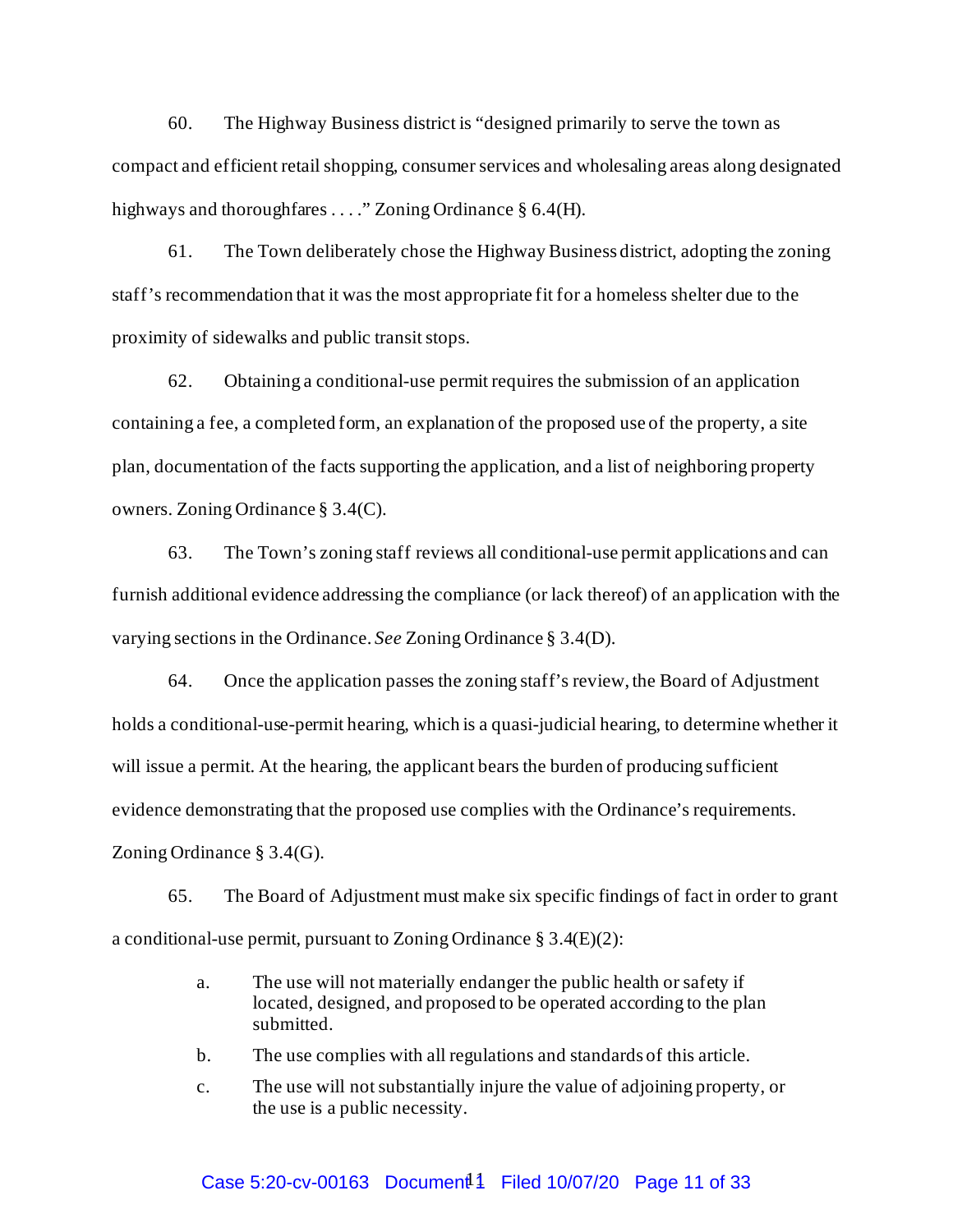60. The Highway Business district is "designed primarily to serve the town as compact and efficient retail shopping, consumer services and wholesaling areas along designated highways and thoroughfares . . . ." Zoning Ordinance § 6.4(H).

61. The Town deliberately chose the Highway Business district, adopting the zoning staff's recommendation that it was the most appropriate fit for a homeless shelter due to the proximity of sidewalks and public transit stops.

62. Obtaining a conditional-use permit requires the submission of an application containing a fee, a completed form, an explanation of the proposed use of the property, a site plan, documentation of the facts supporting the application, and a list of neighboring property owners. Zoning Ordinance § 3.4(C).

63. The Town's zoning staff reviews all conditional-use permit applications and can furnish additional evidence addressing the compliance (or lack thereof) of an application with the varying sections in the Ordinance. *See* Zoning Ordinance § 3.4(D).

64. Once the application passes the zoning staff's review, the Board of Adjustment holds a conditional-use-permit hearing, which is a quasi-judicial hearing, to determine whether it will issue a permit. At the hearing, the applicant bears the burden of producing sufficient evidence demonstrating that the proposed use complies with the Ordinance's requirements. Zoning Ordinance § 3.4(G).

65. The Board of Adjustment must make six specific findings of fact in order to grant a conditional-use permit, pursuant to Zoning Ordinance § 3.4(E)(2):

a. The use will not materially endanger the public health or safety if located, designed, and proposed to be operated according to the plan submitted.

b. The use complies with all regulations and standards of this article.

c. The use will not substantially injure the value of adjoining property, or the use is a public necessity.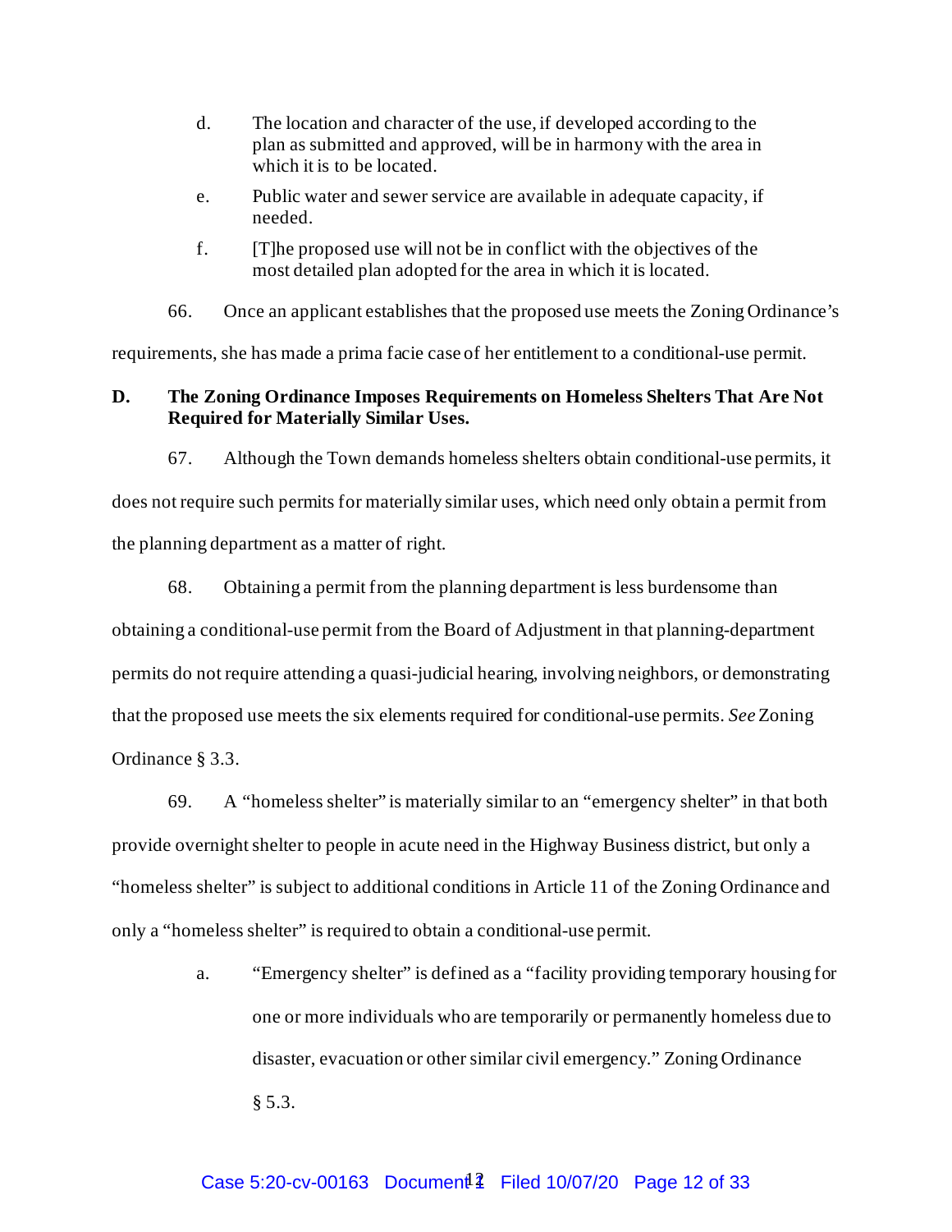d. The location and character of the use, if developed according to the plan as submitted and approved, will be in harmony with the area in which it is to be located.

e. Public water and sewer service are available in adequate capacity, if needed.

f. [T]he proposed use will not be in conflict with the objectives of the most detailed plan adopted for the area in which it is located.

66. Once an applicant establishes that the proposed use meets the Zoning Ordinance's requirements, she has made a prima facie case of her entitlement to a conditional-use permit.

### D. The Zoning Ordinance Imposes Requirements on Homeless Shelters That Are Not Required for Materially Similar Uses.

67. Although the Town demands homeless shelters obtain conditional-use permits, it does not require such permits for materially similar uses, which need only obtain a permit from the planning department as a matter of right.

68. Obtaining a permit from the planning department is less burdensome than obtaining a conditional-use permit from the Board of Adjustment in that planning-department permits do not require attending a quasi-judicial hearing, involving neighbors, or demonstrating that the proposed use meets the six elements required for conditional-use permits. *See* Zoning Ordinance § 3.3.

69. A "homeless shelter" is materially similar to an "emergency shelter" in that both provide overnight shelter to people in acute need in the Highway Business district, but only a "homeless shelter" is subject to additional conditions in Article 11 of the Zoning Ordinance and only a "homeless shelter" is required to obtain a conditional-use permit.

a. "Emergency shelter" is defined as a "facility providing temporary housing for one or more individuals who are temporarily or permanently homeless due to disaster, evacuation or other similar civil emergency." Zoning Ordinance § 5.3.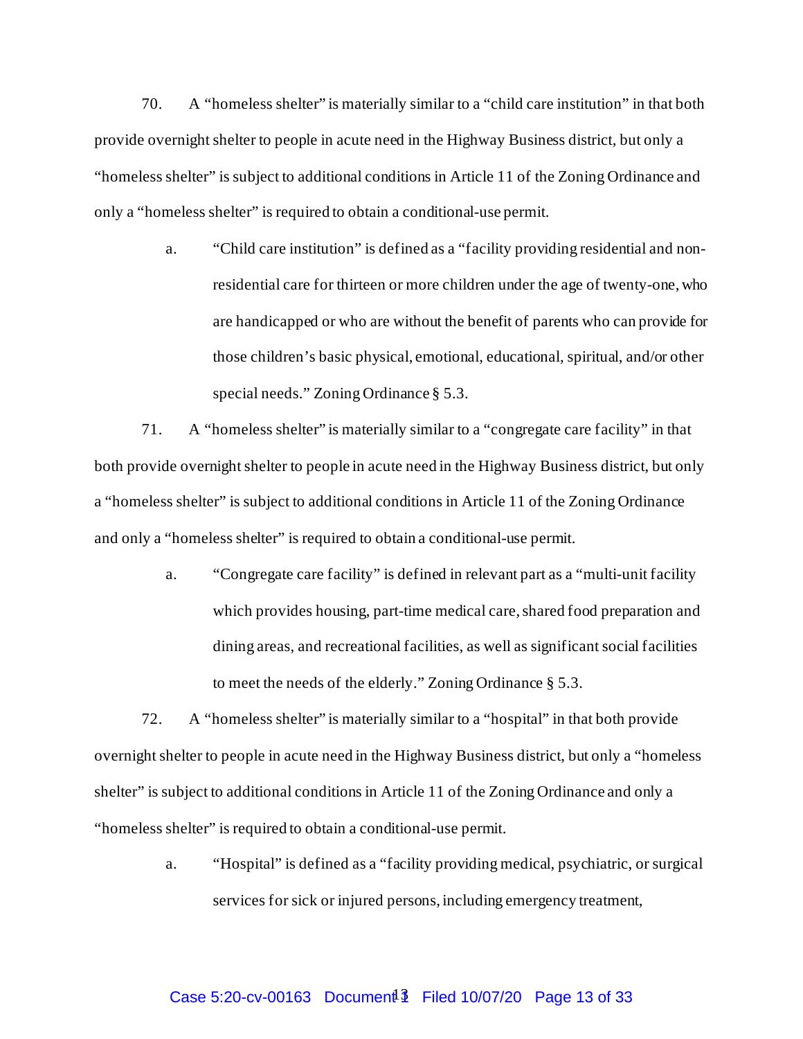70. A "homeless shelter" is materially similar to a "child care institution" in that both provide overnight shelter to people in acute need in the Highway Business district, but only a "homeless shelter" is subject to additional conditions in Article 11 of the Zoning Ordinance and only a "homeless shelter" is required to obtain a conditional-use permit.

   a. "Child care institution" is defined as a "facility providing residential and non-residential care for thirteen or more children under the age of twenty-one, who are handicapped or who are without the benefit of parents who can provide for those children's basic physical, emotional, educational, spiritual, and/or other special needs." Zoning Ordinance § 5.3.

71. A "homeless shelter" is materially similar to a "congregate care facility" in that both provide overnight shelter to people in acute need in the Highway Business district, but only a "homeless shelter" is subject to additional conditions in Article 11 of the Zoning Ordinance and only a "homeless shelter" is required to obtain a conditional-use permit.

   a. "Congregate care facility" is defined in relevant part as a "multi-unit facility which provides housing, part-time medical care, shared food preparation and dining areas, and recreational facilities, as well as significant social facilities to meet the needs of the elderly." Zoning Ordinance § 5.3.

72. A "homeless shelter" is materially similar to a "hospital" in that both provide overnight shelter to people in acute need in the Highway Business district, but only a "homeless shelter" is subject to additional conditions in Article 11 of the Zoning Ordinance and only a "homeless shelter" is required to obtain a conditional-use permit.

   a. "Hospital" is defined as a "facility providing medical, psychiatric, or surgical services for sick or injured persons, including emergency treatment,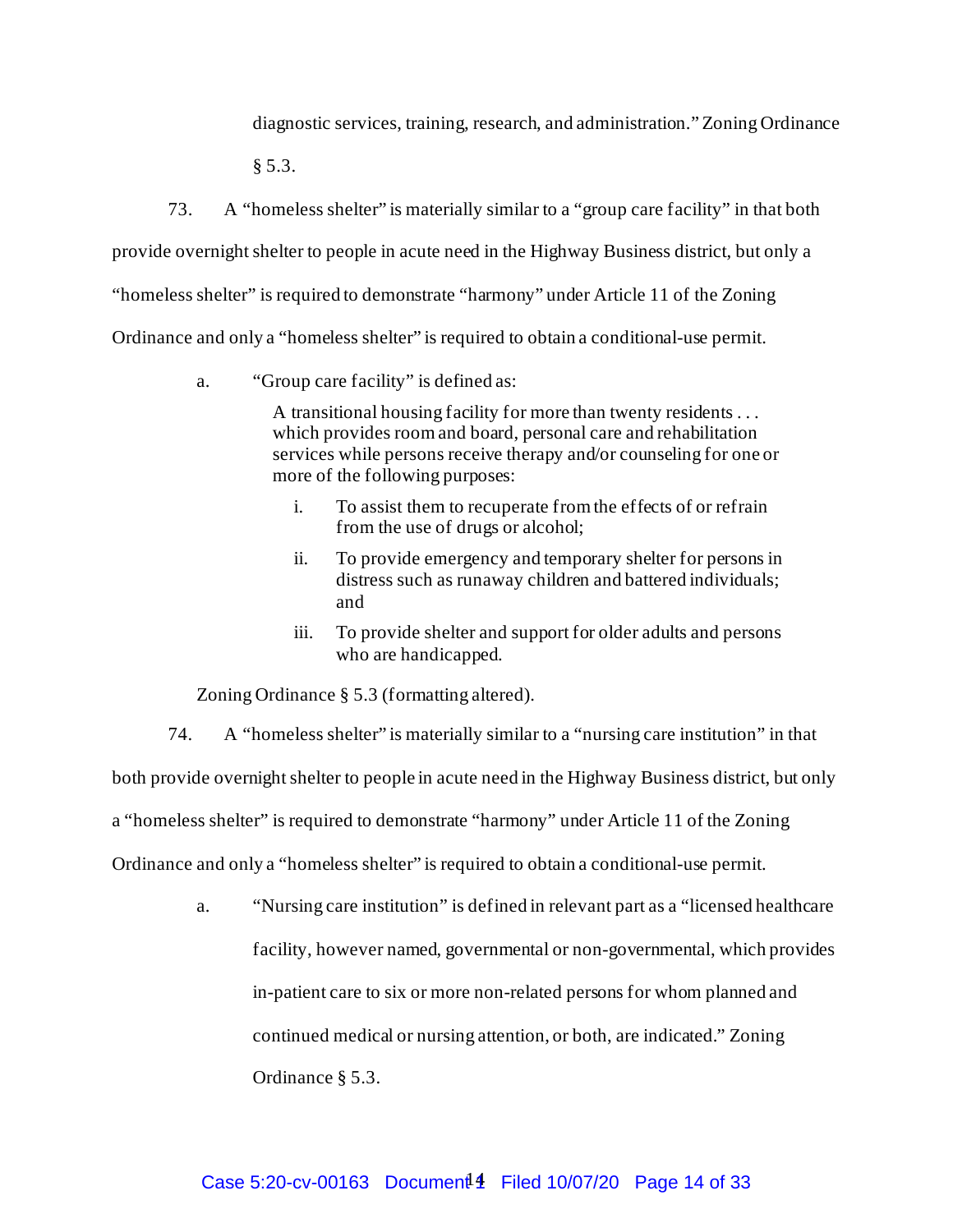diagnostic services, training, research, and administration." Zoning Ordinance § 5.3.

73. A "homeless shelter" is materially similar to a "group care facility" in that both provide overnight shelter to people in acute need in the Highway Business district, but only a "homeless shelter" is required to demonstrate "harmony" under Article 11 of the Zoning Ordinance and only a "homeless shelter" is required to obtain a conditional-use permit.

a. "Group care facility" is defined as:

> A transitional housing facility for more than twenty residents . . . which provides room and board, personal care and rehabilitation services while persons receive therapy and/or counseling for one or more of the following purposes:
>
> i. To assist them to recuperate from the effects of or refrain from the use of drugs or alcohol;
>
> ii. To provide emergency and temporary shelter for persons in distress such as runaway children and battered individuals; and
>
> iii. To provide shelter and support for older adults and persons who are handicapped.

Zoning Ordinance § 5.3 (formatting altered).

74. A "homeless shelter" is materially similar to a "nursing care institution" in that both provide overnight shelter to people in acute need in the Highway Business district, but only a "homeless shelter" is required to demonstrate "harmony" under Article 11 of the Zoning Ordinance and only a "homeless shelter" is required to obtain a conditional-use permit.

a. "Nursing care institution" is defined in relevant part as a "licensed healthcare facility, however named, governmental or non-governmental, which provides in-patient care to six or more non-related persons for whom planned and continued medical or nursing attention, or both, are indicated." Zoning Ordinance § 5.3.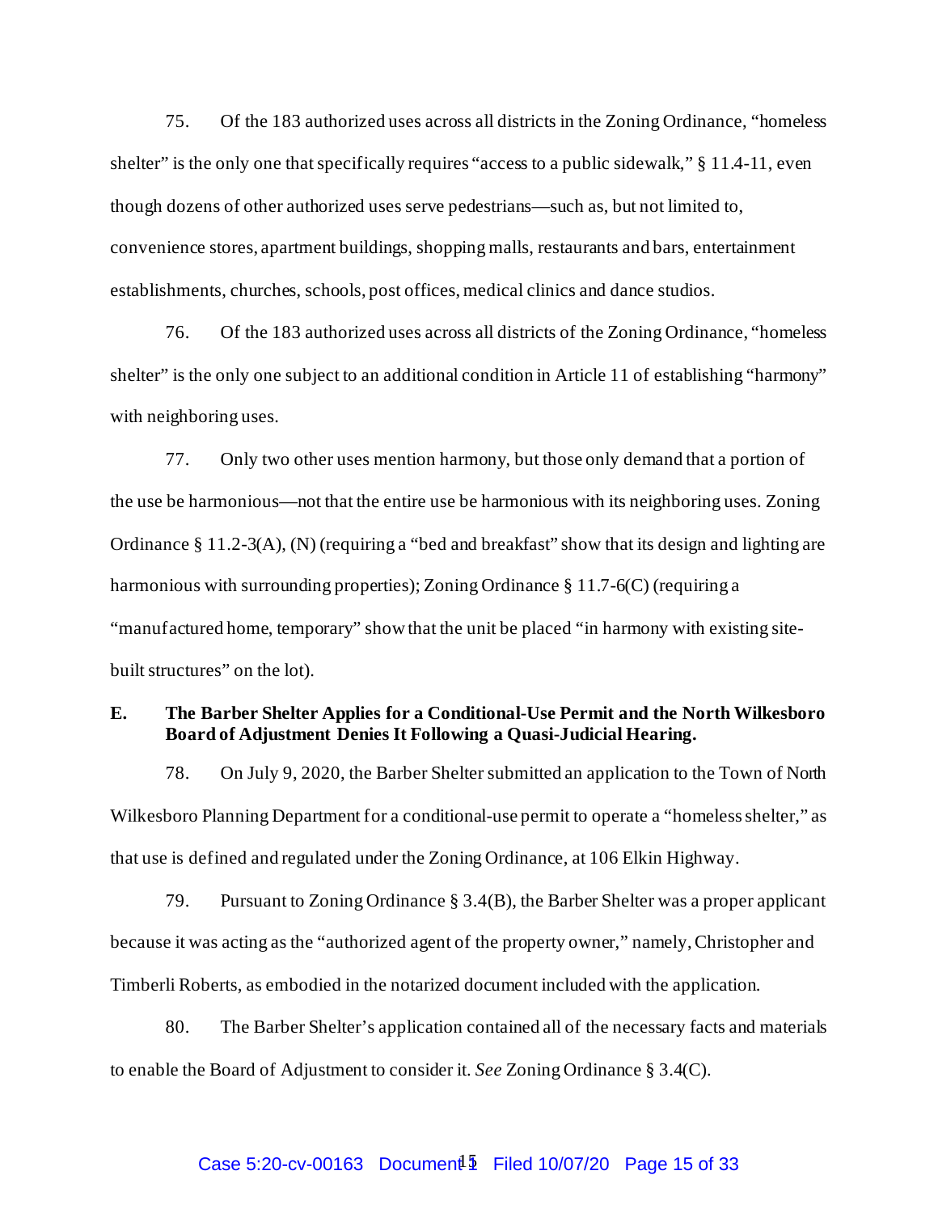75. Of the 183 authorized uses across all districts in the Zoning Ordinance, "homeless shelter" is the only one that specifically requires "access to a public sidewalk," § 11.4-11, even though dozens of other authorized uses serve pedestrians—such as, but not limited to, convenience stores, apartment buildings, shopping malls, restaurants and bars, entertainment establishments, churches, schools, post offices, medical clinics and dance studios.

76. Of the 183 authorized uses across all districts of the Zoning Ordinance, "homeless shelter" is the only one subject to an additional condition in Article 11 of establishing "harmony" with neighboring uses.

77. Only two other uses mention harmony, but those only demand that a portion of the use be harmonious—not that the entire use be harmonious with its neighboring uses. Zoning Ordinance § 11.2-3(A), (N) (requiring a "bed and breakfast" show that its design and lighting are harmonious with surrounding properties); Zoning Ordinance § 11.7-6(C) (requiring a "manufactured home, temporary" show that the unit be placed "in harmony with existing site-built structures" on the lot).

### E. The Barber Shelter Applies for a Conditional-Use Permit and the North Wilkesboro Board of Adjustment Denies It Following a Quasi-Judicial Hearing.

78. On July 9, 2020, the Barber Shelter submitted an application to the Town of North Wilkesboro Planning Department for a conditional-use permit to operate a "homeless shelter," as that use is defined and regulated under the Zoning Ordinance, at 106 Elkin Highway.

79. Pursuant to Zoning Ordinance § 3.4(B), the Barber Shelter was a proper applicant because it was acting as the "authorized agent of the property owner," namely, Christopher and Timberli Roberts, as embodied in the notarized document included with the application.

80. The Barber Shelter's application contained all of the necessary facts and materials to enable the Board of Adjustment to consider it. *See* Zoning Ordinance § 3.4(C).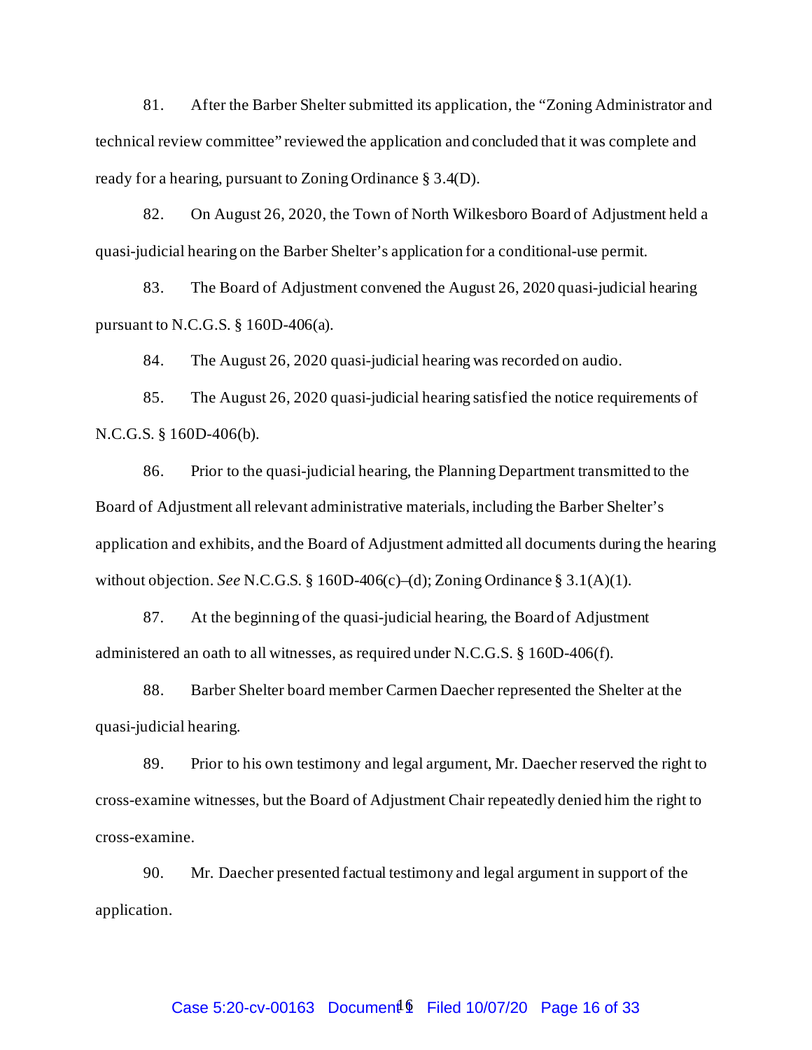81. After the Barber Shelter submitted its application, the "Zoning Administrator and technical review committee" reviewed the application and concluded that it was complete and ready for a hearing, pursuant to Zoning Ordinance § 3.4(D).

82. On August 26, 2020, the Town of North Wilkesboro Board of Adjustment held a quasi-judicial hearing on the Barber Shelter's application for a conditional-use permit.

83. The Board of Adjustment convened the August 26, 2020 quasi-judicial hearing pursuant to N.C.G.S. § 160D-406(a).

84. The August 26, 2020 quasi-judicial hearing was recorded on audio.

85. The August 26, 2020 quasi-judicial hearing satisfied the notice requirements of N.C.G.S. § 160D-406(b).

86. Prior to the quasi-judicial hearing, the Planning Department transmitted to the Board of Adjustment all relevant administrative materials, including the Barber Shelter's application and exhibits, and the Board of Adjustment admitted all documents during the hearing without objection. *See* N.C.G.S. § 160D-406(c)–(d); Zoning Ordinance § 3.1(A)(1).

87. At the beginning of the quasi-judicial hearing, the Board of Adjustment administered an oath to all witnesses, as required under N.C.G.S. § 160D-406(f).

88. Barber Shelter board member Carmen Daecher represented the Shelter at the quasi-judicial hearing.

89. Prior to his own testimony and legal argument, Mr. Daecher reserved the right to cross-examine witnesses, but the Board of Adjustment Chair repeatedly denied him the right to cross-examine.

90. Mr. Daecher presented factual testimony and legal argument in support of the application.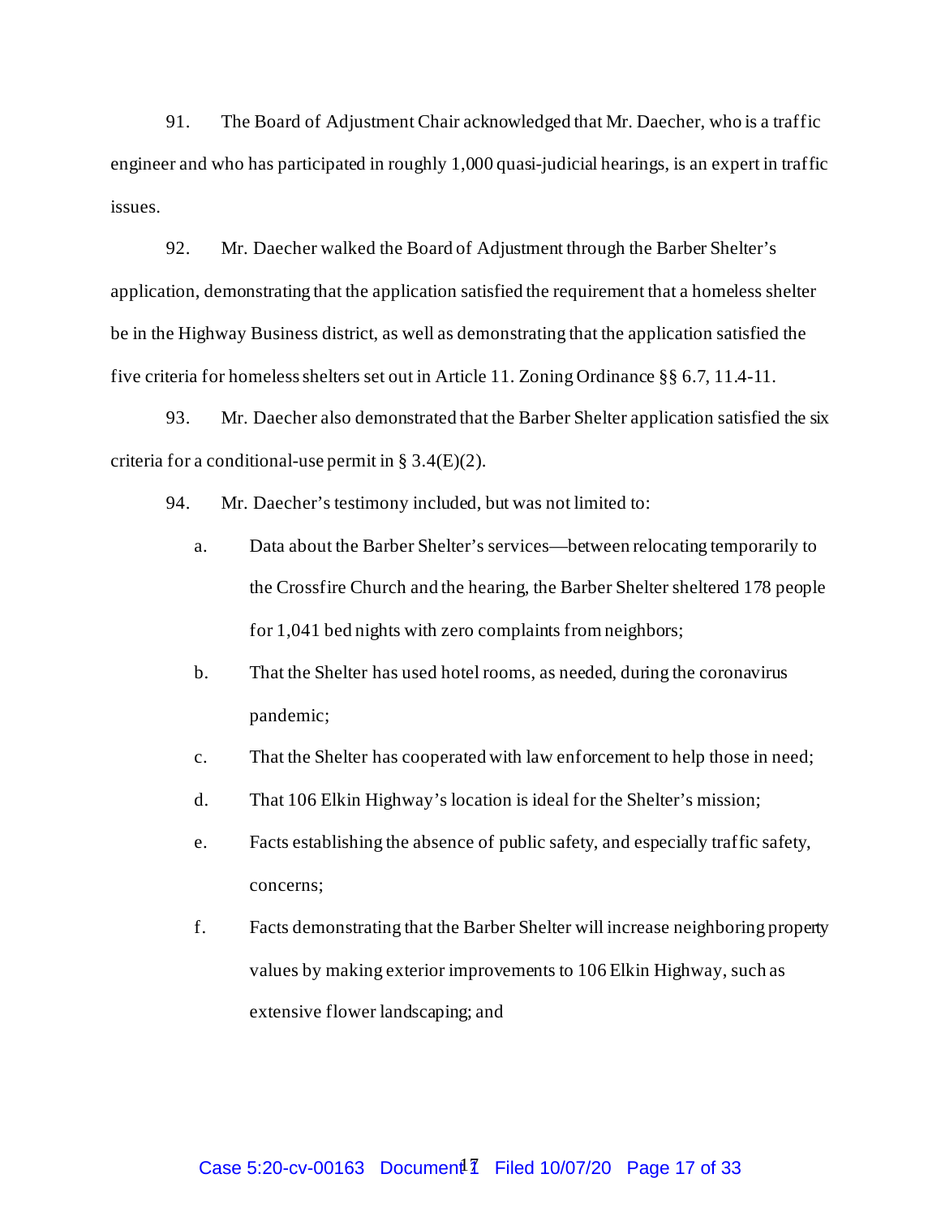91. The Board of Adjustment Chair acknowledged that Mr. Daecher, who is a traffic engineer and who has participated in roughly 1,000 quasi-judicial hearings, is an expert in traffic issues.

92. Mr. Daecher walked the Board of Adjustment through the Barber Shelter's application, demonstrating that the application satisfied the requirement that a homeless shelter be in the Highway Business district, as well as demonstrating that the application satisfied the five criteria for homeless shelters set out in Article 11. Zoning Ordinance §§ 6.7, 11.4-11.

93. Mr. Daecher also demonstrated that the Barber Shelter application satisfied the six criteria for a conditional-use permit in § 3.4(E)(2).

94. Mr. Daecher's testimony included, but was not limited to:

   a. Data about the Barber Shelter's services—between relocating temporarily to the Crossfire Church and the hearing, the Barber Shelter sheltered 178 people for 1,041 bed nights with zero complaints from neighbors;

   b. That the Shelter has used hotel rooms, as needed, during the coronavirus pandemic;

   c. That the Shelter has cooperated with law enforcement to help those in need;

   d. That 106 Elkin Highway's location is ideal for the Shelter's mission;

   e. Facts establishing the absence of public safety, and especially traffic safety, concerns;

   f. Facts demonstrating that the Barber Shelter will increase neighboring property values by making exterior improvements to 106 Elkin Highway, such as extensive flower landscaping; and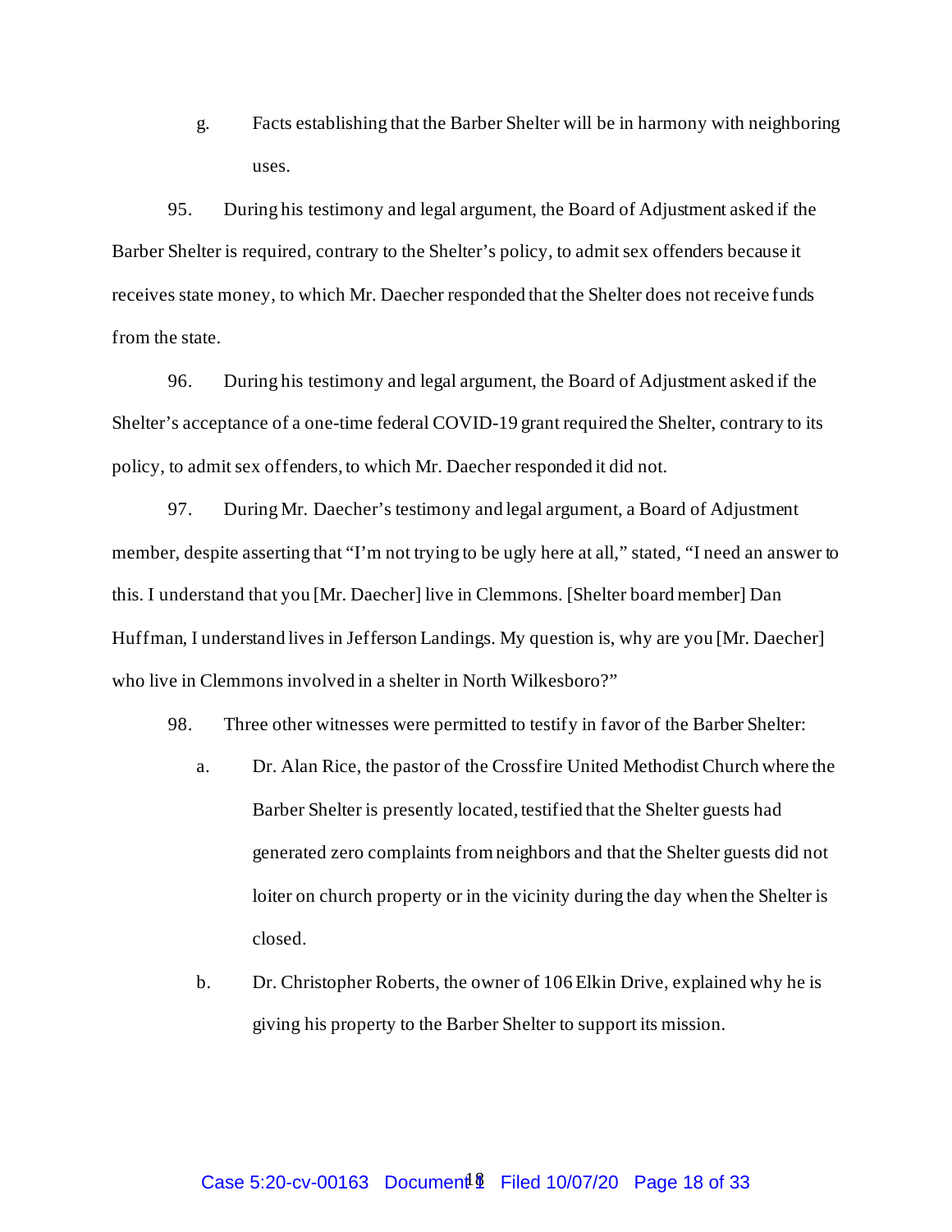g. Facts establishing that the Barber Shelter will be in harmony with neighboring uses.

95. During his testimony and legal argument, the Board of Adjustment asked if the Barber Shelter is required, contrary to the Shelter's policy, to admit sex offenders because it receives state money, to which Mr. Daecher responded that the Shelter does not receive funds from the state.

96. During his testimony and legal argument, the Board of Adjustment asked if the Shelter's acceptance of a one-time federal COVID-19 grant required the Shelter, contrary to its policy, to admit sex offenders, to which Mr. Daecher responded it did not.

97. During Mr. Daecher's testimony and legal argument, a Board of Adjustment member, despite asserting that "I'm not trying to be ugly here at all," stated, "I need an answer to this. I understand that you [Mr. Daecher] live in Clemmons. [Shelter board member] Dan Huffman, I understand lives in Jefferson Landings. My question is, why are you [Mr. Daecher] who live in Clemmons involved in a shelter in North Wilkesboro?"

98. Three other witnesses were permitted to testify in favor of the Barber Shelter:

a. Dr. Alan Rice, the pastor of the Crossfire United Methodist Church where the Barber Shelter is presently located, testified that the Shelter guests had generated zero complaints from neighbors and that the Shelter guests did not loiter on church property or in the vicinity during the day when the Shelter is closed.

b. Dr. Christopher Roberts, the owner of 106 Elkin Drive, explained why he is giving his property to the Barber Shelter to support its mission.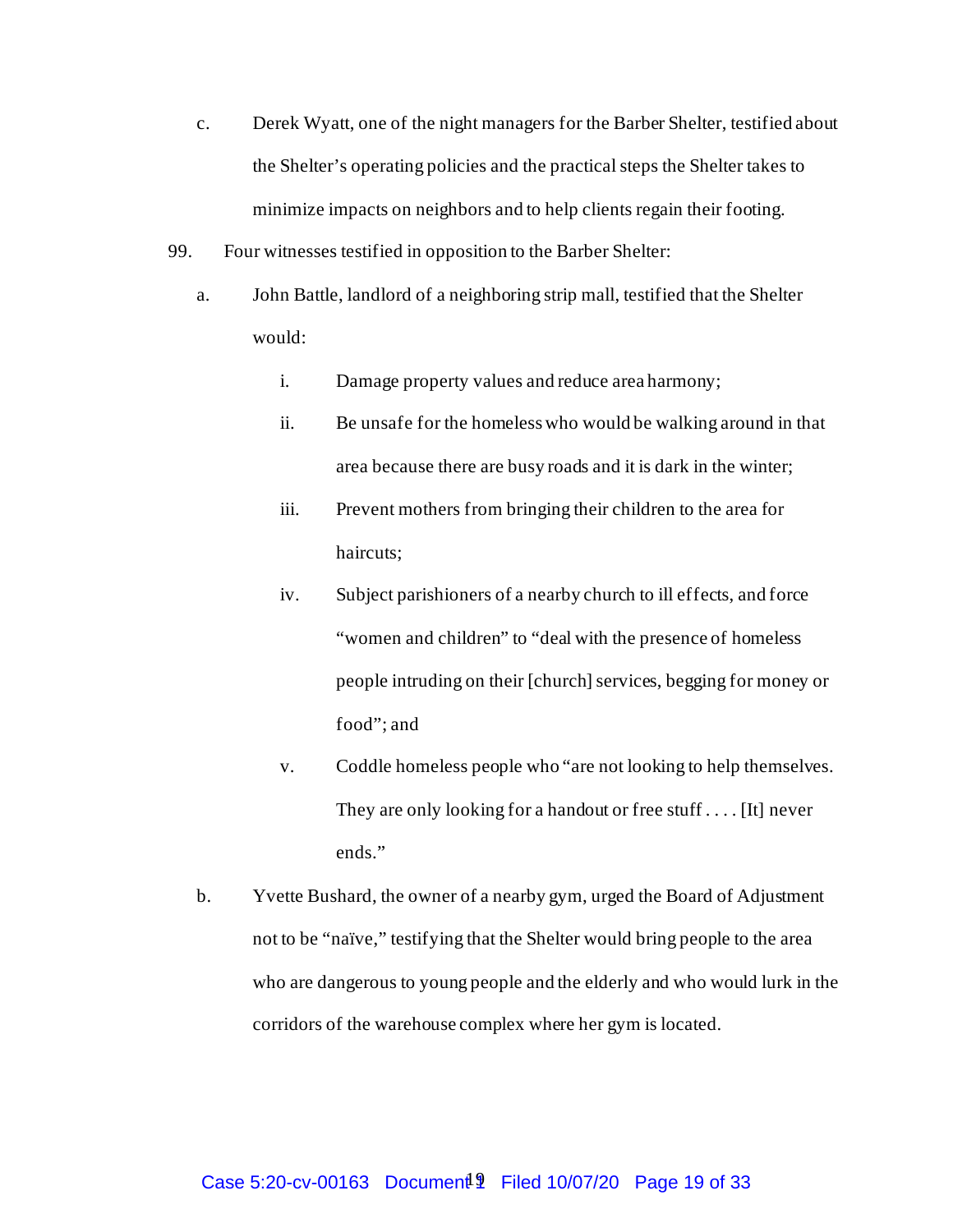c. Derek Wyatt, one of the night managers for the Barber Shelter, testified about the Shelter's operating policies and the practical steps the Shelter takes to minimize impacts on neighbors and to help clients regain their footing.

99. Four witnesses testified in opposition to the Barber Shelter:

a. John Battle, landlord of a neighboring strip mall, testified that the Shelter would:

i. Damage property values and reduce area harmony;

ii. Be unsafe for the homeless who would be walking around in that area because there are busy roads and it is dark in the winter;

iii. Prevent mothers from bringing their children to the area for haircuts;

iv. Subject parishioners of a nearby church to ill effects, and force "women and children" to "deal with the presence of homeless people intruding on their [church] services, begging for money or food"; and

v. Coddle homeless people who "are not looking to help themselves. They are only looking for a handout or free stuff . . . . [It] never ends."

b. Yvette Bushard, the owner of a nearby gym, urged the Board of Adjustment not to be "naïve," testifying that the Shelter would bring people to the area who are dangerous to young people and the elderly and who would lurk in the corridors of the warehouse complex where her gym is located.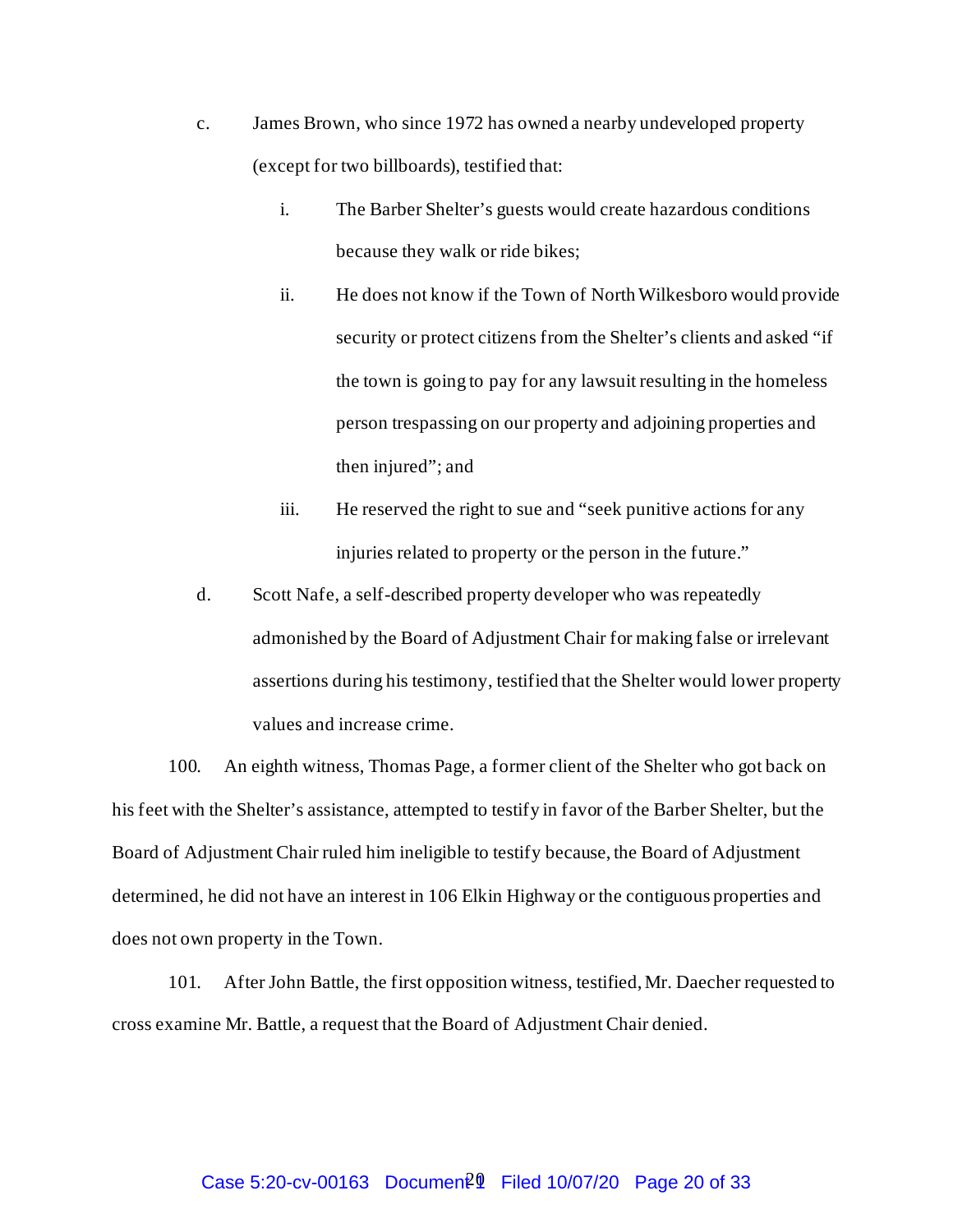c. James Brown, who since 1972 has owned a nearby undeveloped property (except for two billboards), testified that:

   i. The Barber Shelter's guests would create hazardous conditions because they walk or ride bikes;

   ii. He does not know if the Town of North Wilkesboro would provide security or protect citizens from the Shelter's clients and asked "if the town is going to pay for any lawsuit resulting in the homeless person trespassing on our property and adjoining properties and then injured"; and

   iii. He reserved the right to sue and "seek punitive actions for any injuries related to property or the person in the future."

d. Scott Nafe, a self-described property developer who was repeatedly admonished by the Board of Adjustment Chair for making false or irrelevant assertions during his testimony, testified that the Shelter would lower property values and increase crime.

100. An eighth witness, Thomas Page, a former client of the Shelter who got back on his feet with the Shelter's assistance, attempted to testify in favor of the Barber Shelter, but the Board of Adjustment Chair ruled him ineligible to testify because, the Board of Adjustment determined, he did not have an interest in 106 Elkin Highway or the contiguous properties and does not own property in the Town.

101. After John Battle, the first opposition witness, testified, Mr. Daecher requested to cross examine Mr. Battle, a request that the Board of Adjustment Chair denied.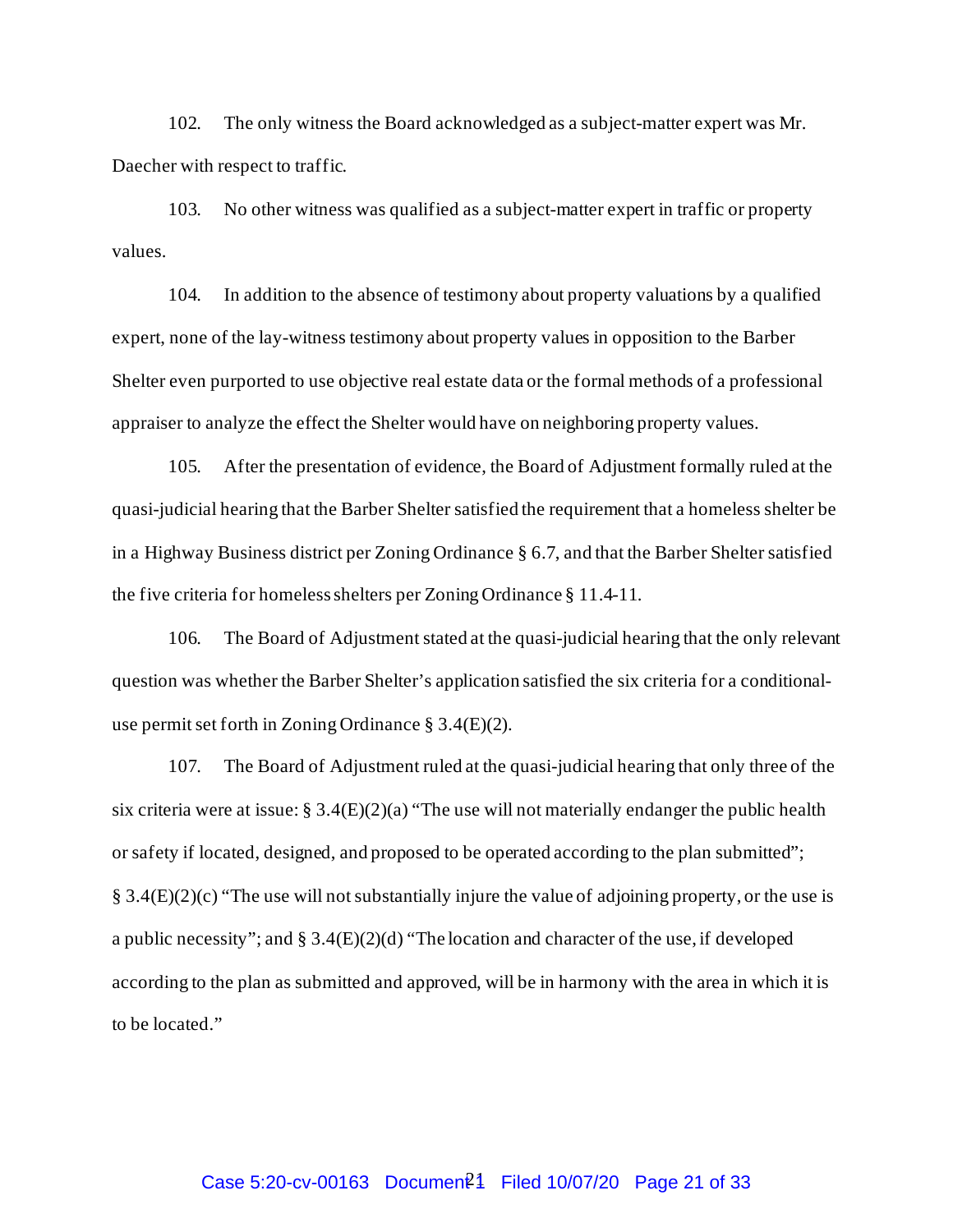102. The only witness the Board acknowledged as a subject-matter expert was Mr. Daecher with respect to traffic.

103. No other witness was qualified as a subject-matter expert in traffic or property values.

104. In addition to the absence of testimony about property valuations by a qualified expert, none of the lay-witness testimony about property values in opposition to the Barber Shelter even purported to use objective real estate data or the formal methods of a professional appraiser to analyze the effect the Shelter would have on neighboring property values.

105. After the presentation of evidence, the Board of Adjustment formally ruled at the quasi-judicial hearing that the Barber Shelter satisfied the requirement that a homeless shelter be in a Highway Business district per Zoning Ordinance § 6.7, and that the Barber Shelter satisfied the five criteria for homeless shelters per Zoning Ordinance § 11.4-11.

106. The Board of Adjustment stated at the quasi-judicial hearing that the only relevant question was whether the Barber Shelter's application satisfied the six criteria for a conditional-use permit set forth in Zoning Ordinance § 3.4(E)(2).

107. The Board of Adjustment ruled at the quasi-judicial hearing that only three of the six criteria were at issue: § 3.4(E)(2)(a) "The use will not materially endanger the public health or safety if located, designed, and proposed to be operated according to the plan submitted"; § 3.4(E)(2)(c) "The use will not substantially injure the value of adjoining property, or the use is a public necessity"; and § 3.4(E)(2)(d) "The location and character of the use, if developed according to the plan as submitted and approved, will be in harmony with the area in which it is to be located."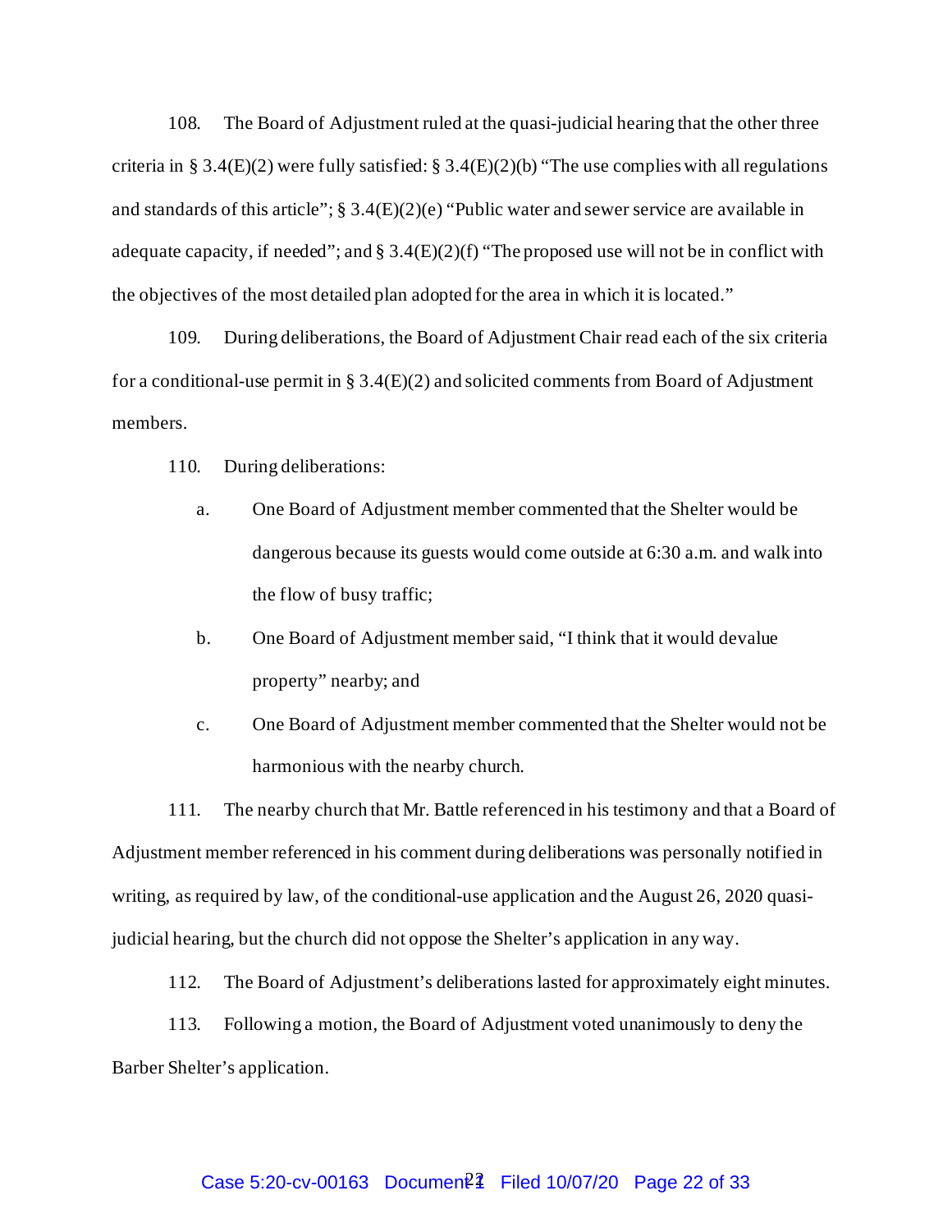108. The Board of Adjustment ruled at the quasi-judicial hearing that the other three criteria in § 3.4(E)(2) were fully satisfied: § 3.4(E)(2)(b) "The use complies with all regulations and standards of this article"; § 3.4(E)(2)(e) "Public water and sewer service are available in adequate capacity, if needed"; and § 3.4(E)(2)(f) "The proposed use will not be in conflict with the objectives of the most detailed plan adopted for the area in which it is located."

109. During deliberations, the Board of Adjustment Chair read each of the six criteria for a conditional-use permit in § 3.4(E)(2) and solicited comments from Board of Adjustment members.

110. During deliberations:

a. One Board of Adjustment member commented that the Shelter would be dangerous because its guests would come outside at 6:30 a.m. and walk into the flow of busy traffic;

b. One Board of Adjustment member said, "I think that it would devalue property" nearby; and

c. One Board of Adjustment member commented that the Shelter would not be harmonious with the nearby church.

111. The nearby church that Mr. Battle referenced in his testimony and that a Board of Adjustment member referenced in his comment during deliberations was personally notified in writing, as required by law, of the conditional-use application and the August 26, 2020 quasi-judicial hearing, but the church did not oppose the Shelter's application in any way.

112. The Board of Adjustment's deliberations lasted for approximately eight minutes.

113. Following a motion, the Board of Adjustment voted unanimously to deny the Barber Shelter's application.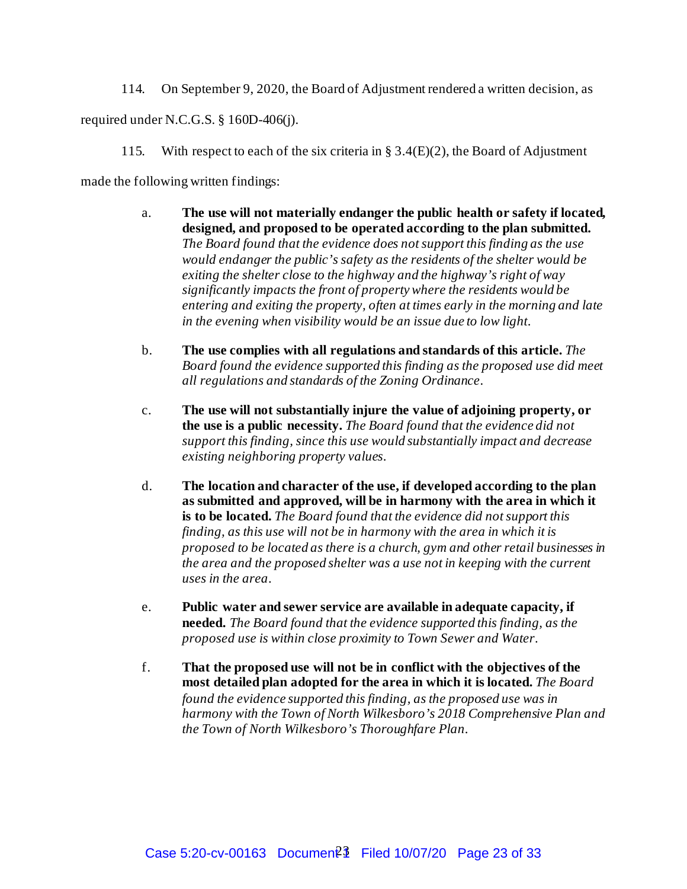114. On September 9, 2020, the Board of Adjustment rendered a written decision, as required under N.C.G.S. § 160D-406(j).

115. With respect to each of the six criteria in § 3.4(E)(2), the Board of Adjustment made the following written findings:

a. **The use will not materially endanger the public health or safety if located, designed, and proposed to be operated according to the plan submitted.** *The Board found that the evidence does not support this finding as the use would endanger the public's safety as the residents of the shelter would be exiting the shelter close to the highway and the highway's right of way significantly impacts the front of property where the residents would be entering and exiting the property, often at times early in the morning and late in the evening when visibility would be an issue due to low light.*

b. **The use complies with all regulations and standards of this article.** *The Board found the evidence supported this finding as the proposed use did meet all regulations and standards of the Zoning Ordinance.*

c. **The use will not substantially injure the value of adjoining property, or the use is a public necessity.** *The Board found that the evidence did not support this finding, since this use would substantially impact and decrease existing neighboring property values.*

d. **The location and character of the use, if developed according to the plan as submitted and approved, will be in harmony with the area in which it is to be located.** *The Board found that the evidence did not support this finding, as this use will not be in harmony with the area in which it is proposed to be located as there is a church, gym and other retail businesses in the area and the proposed shelter was a use not in keeping with the current uses in the area.*

e. **Public water and sewer service are available in adequate capacity, if needed.** *The Board found that the evidence supported this finding, as the proposed use is within close proximity to Town Sewer and Water.*

f. **That the proposed use will not be in conflict with the objectives of the most detailed plan adopted for the area in which it is located.** *The Board found the evidence supported this finding, as the proposed use was in harmony with the Town of North Wilkesboro's 2018 Comprehensive Plan and the Town of North Wilkesboro's Thoroughfare Plan.*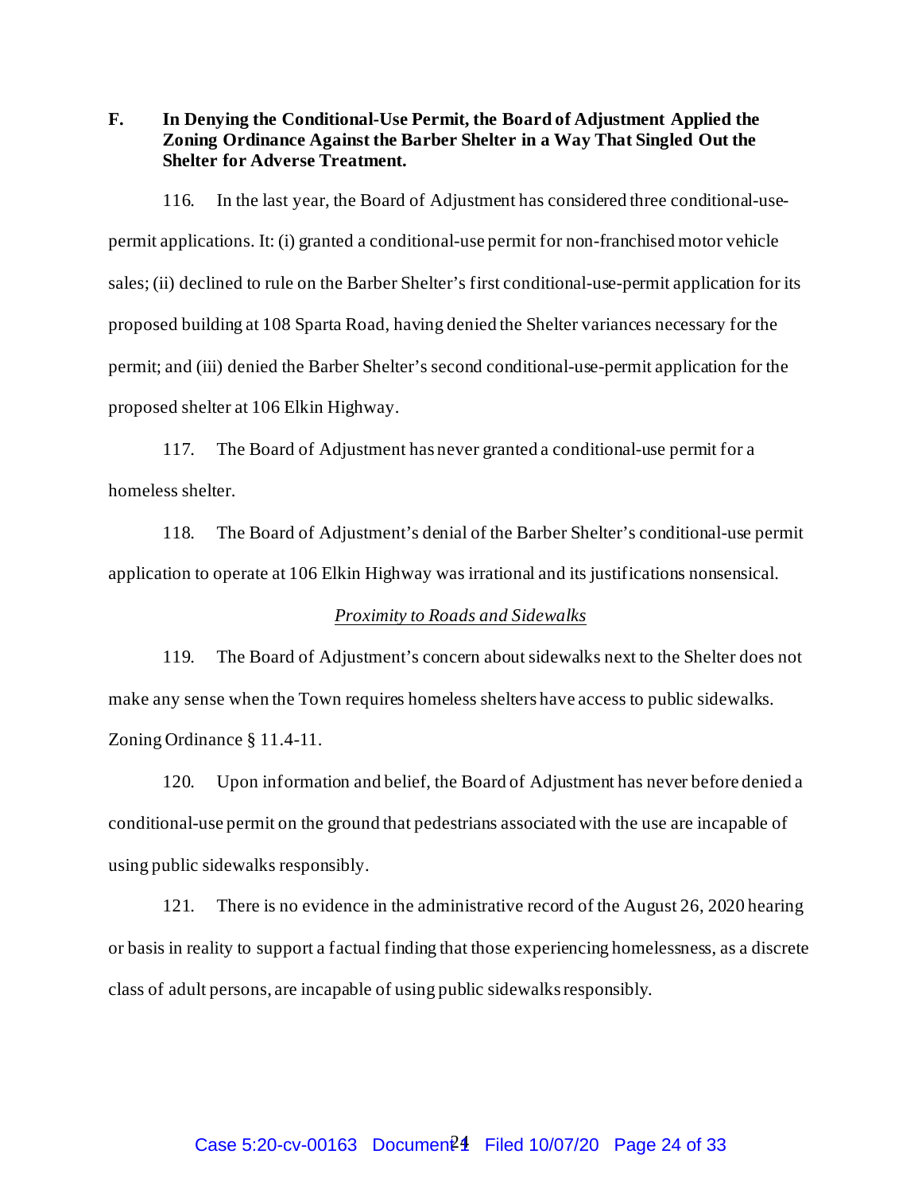### F. In Denying the Conditional-Use Permit, the Board of Adjustment Applied the Zoning Ordinance Against the Barber Shelter in a Way That Singled Out the Shelter for Adverse Treatment.

116. In the last year, the Board of Adjustment has considered three conditional-use-permit applications. It: (i) granted a conditional-use permit for non-franchised motor vehicle sales; (ii) declined to rule on the Barber Shelter's first conditional-use-permit application for its proposed building at 108 Sparta Road, having denied the Shelter variances necessary for the permit; and (iii) denied the Barber Shelter's second conditional-use-permit application for the proposed shelter at 106 Elkin Highway.

117. The Board of Adjustment has never granted a conditional-use permit for a homeless shelter.

118. The Board of Adjustment's denial of the Barber Shelter's conditional-use permit application to operate at 106 Elkin Highway was irrational and its justifications nonsensical.

*Proximity to Roads and Sidewalks*

119. The Board of Adjustment's concern about sidewalks next to the Shelter does not make any sense when the Town requires homeless shelters have access to public sidewalks. Zoning Ordinance § 11.4-11.

120. Upon information and belief, the Board of Adjustment has never before denied a conditional-use permit on the ground that pedestrians associated with the use are incapable of using public sidewalks responsibly.

121. There is no evidence in the administrative record of the August 26, 2020 hearing or basis in reality to support a factual finding that those experiencing homelessness, as a discrete class of adult persons, are incapable of using public sidewalks responsibly.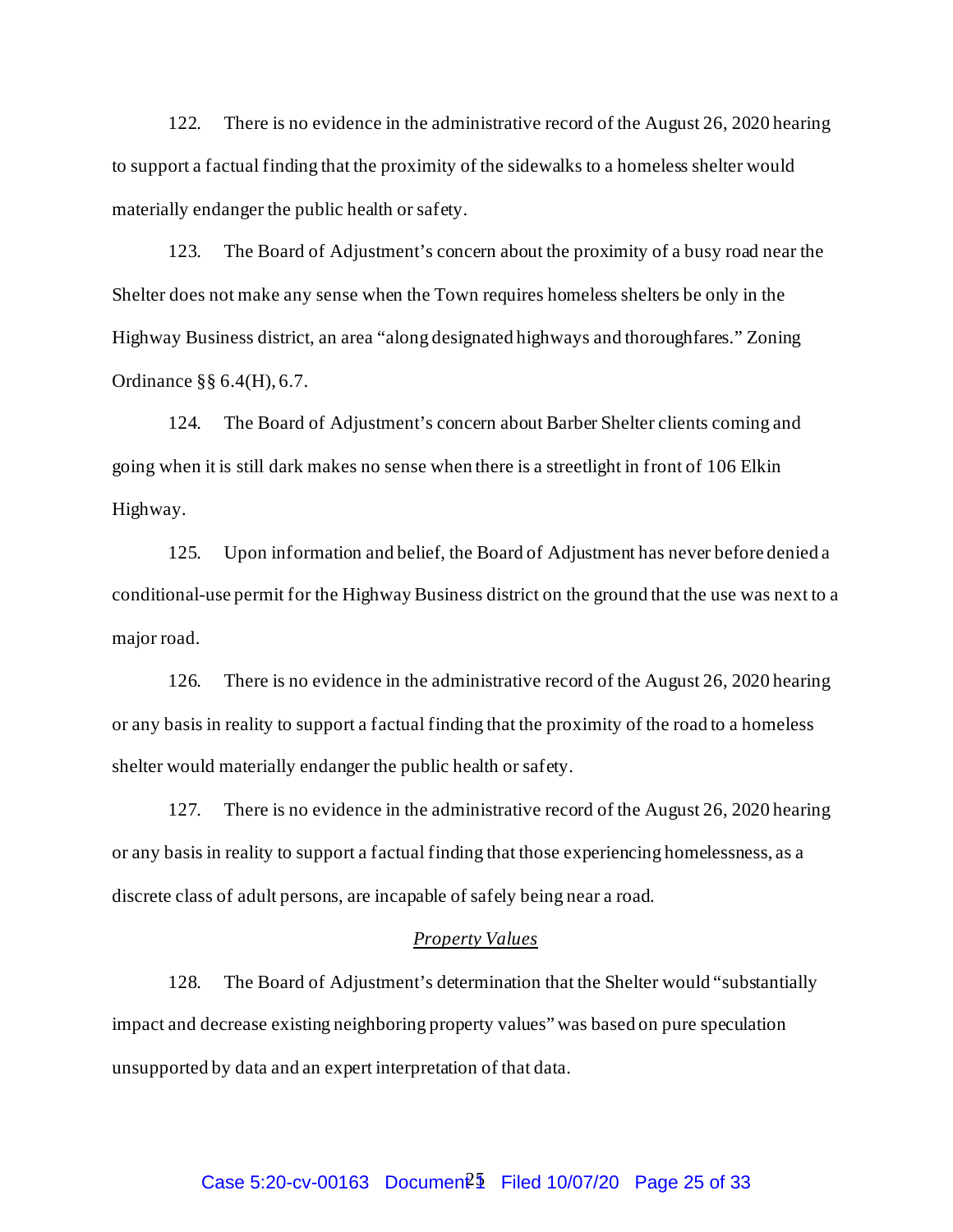122. There is no evidence in the administrative record of the August 26, 2020 hearing to support a factual finding that the proximity of the sidewalks to a homeless shelter would materially endanger the public health or safety.

123. The Board of Adjustment's concern about the proximity of a busy road near the Shelter does not make any sense when the Town requires homeless shelters be only in the Highway Business district, an area "along designated highways and thoroughfares." Zoning Ordinance §§ 6.4(H), 6.7.

124. The Board of Adjustment's concern about Barber Shelter clients coming and going when it is still dark makes no sense when there is a streetlight in front of 106 Elkin Highway.

125. Upon information and belief, the Board of Adjustment has never before denied a conditional-use permit for the Highway Business district on the ground that the use was next to a major road.

126. There is no evidence in the administrative record of the August 26, 2020 hearing or any basis in reality to support a factual finding that the proximity of the road to a homeless shelter would materially endanger the public health or safety.

127. There is no evidence in the administrative record of the August 26, 2020 hearing or any basis in reality to support a factual finding that those experiencing homelessness, as a discrete class of adult persons, are incapable of safely being near a road.

*Property Values*

128. The Board of Adjustment's determination that the Shelter would "substantially impact and decrease existing neighboring property values" was based on pure speculation unsupported by data and an expert interpretation of that data.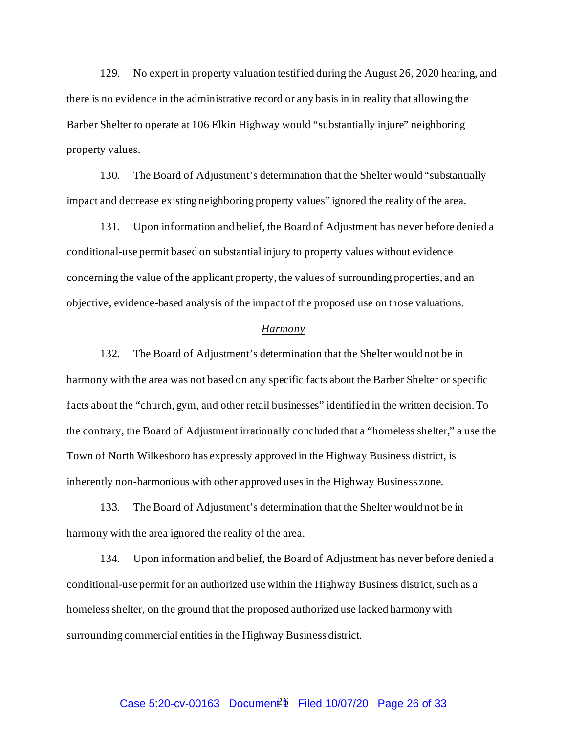129. No expert in property valuation testified during the August 26, 2020 hearing, and there is no evidence in the administrative record or any basis in in reality that allowing the Barber Shelter to operate at 106 Elkin Highway would "substantially injure" neighboring property values.

130. The Board of Adjustment's determination that the Shelter would "substantially impact and decrease existing neighboring property values" ignored the reality of the area.

131. Upon information and belief, the Board of Adjustment has never before denied a conditional-use permit based on substantial injury to property values without evidence concerning the value of the applicant property, the values of surrounding properties, and an objective, evidence-based analysis of the impact of the proposed use on those valuations.

*Harmony*

132. The Board of Adjustment's determination that the Shelter would not be in harmony with the area was not based on any specific facts about the Barber Shelter or specific facts about the "church, gym, and other retail businesses" identified in the written decision. To the contrary, the Board of Adjustment irrationally concluded that a "homeless shelter," a use the Town of North Wilkesboro has expressly approved in the Highway Business district, is inherently non-harmonious with other approved uses in the Highway Business zone.

133. The Board of Adjustment's determination that the Shelter would not be in harmony with the area ignored the reality of the area.

134. Upon information and belief, the Board of Adjustment has never before denied a conditional-use permit for an authorized use within the Highway Business district, such as a homeless shelter, on the ground that the proposed authorized use lacked harmony with surrounding commercial entities in the Highway Business district.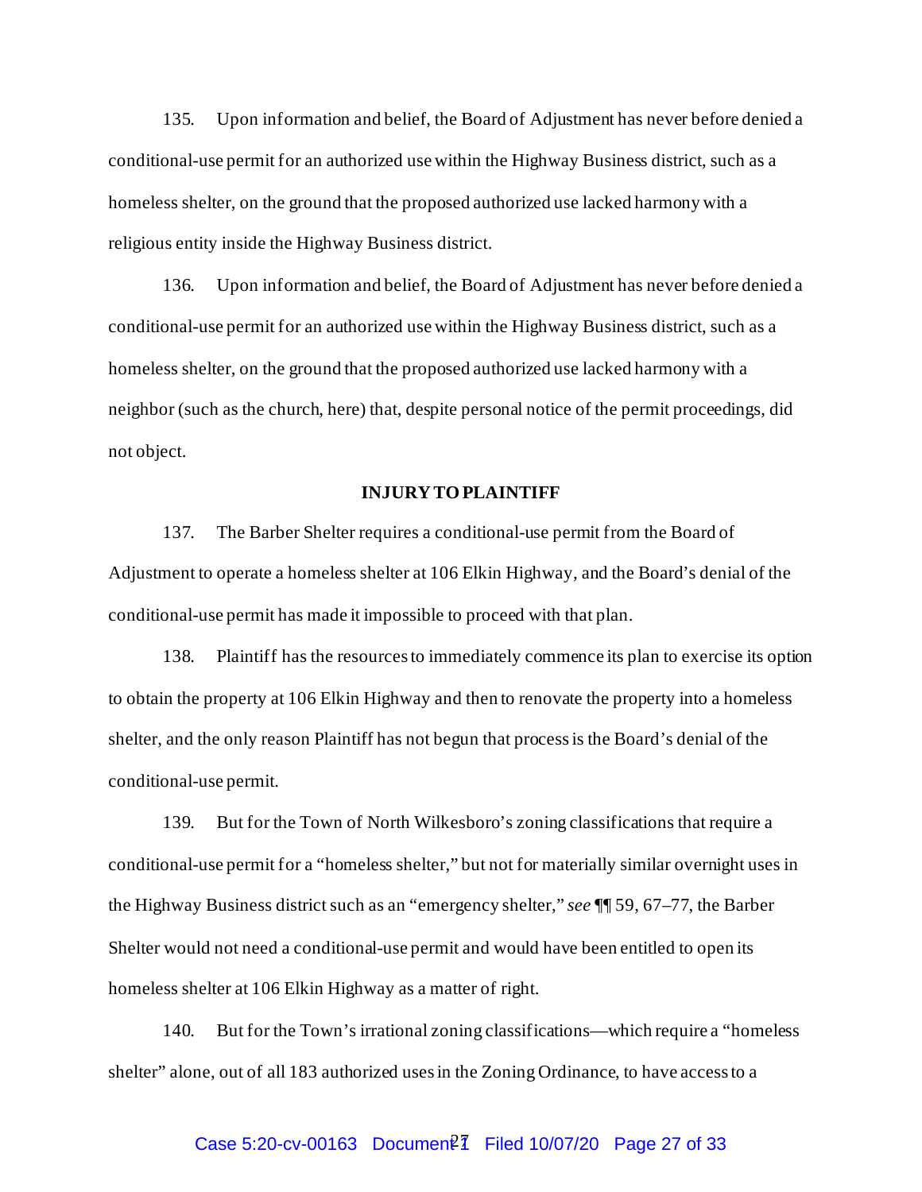135. Upon information and belief, the Board of Adjustment has never before denied a conditional-use permit for an authorized use within the Highway Business district, such as a homeless shelter, on the ground that the proposed authorized use lacked harmony with a religious entity inside the Highway Business district.

136. Upon information and belief, the Board of Adjustment has never before denied a conditional-use permit for an authorized use within the Highway Business district, such as a homeless shelter, on the ground that the proposed authorized use lacked harmony with a neighbor (such as the church, here) that, despite personal notice of the permit proceedings, did not object.

**INJURY TO PLAINTIFF**

137. The Barber Shelter requires a conditional-use permit from the Board of Adjustment to operate a homeless shelter at 106 Elkin Highway, and the Board's denial of the conditional-use permit has made it impossible to proceed with that plan.

138. Plaintiff has the resources to immediately commence its plan to exercise its option to obtain the property at 106 Elkin Highway and then to renovate the property into a homeless shelter, and the only reason Plaintiff has not begun that process is the Board's denial of the conditional-use permit.

139. But for the Town of North Wilkesboro's zoning classifications that require a conditional-use permit for a "homeless shelter," but not for materially similar overnight uses in the Highway Business district such as an "emergency shelter," *see* ¶¶ 59, 67–77, the Barber Shelter would not need a conditional-use permit and would have been entitled to open its homeless shelter at 106 Elkin Highway as a matter of right.

140. But for the Town's irrational zoning classifications—which require a "homeless shelter" alone, out of all 183 authorized uses in the Zoning Ordinance, to have access to a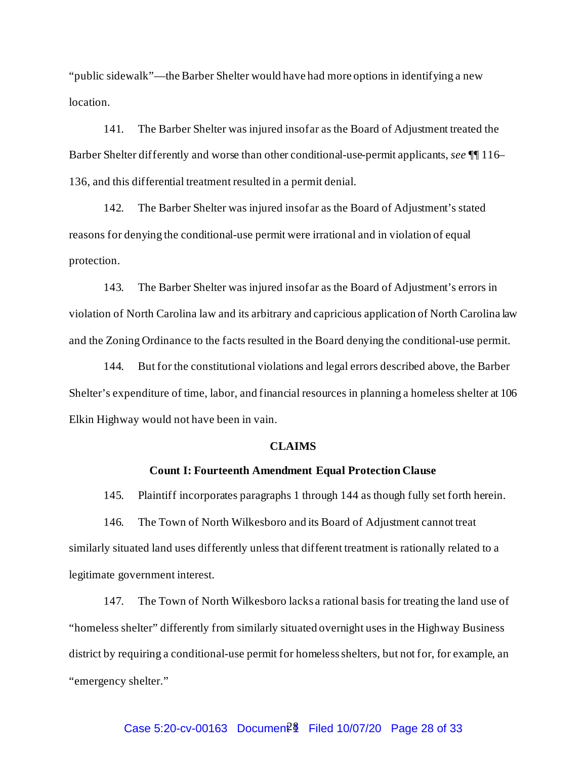"public sidewalk"—the Barber Shelter would have had more options in identifying a new location.

141. The Barber Shelter was injured insofar as the Board of Adjustment treated the Barber Shelter differently and worse than other conditional-use-permit applicants, *see* ¶¶ 116–136, and this differential treatment resulted in a permit denial.

142. The Barber Shelter was injured insofar as the Board of Adjustment's stated reasons for denying the conditional-use permit were irrational and in violation of equal protection.

143. The Barber Shelter was injured insofar as the Board of Adjustment's errors in violation of North Carolina law and its arbitrary and capricious application of North Carolina law and the Zoning Ordinance to the facts resulted in the Board denying the conditional-use permit.

144. But for the constitutional violations and legal errors described above, the Barber Shelter's expenditure of time, labor, and financial resources in planning a homeless shelter at 106 Elkin Highway would not have been in vain.

## CLAIMS

### Count I: Fourteenth Amendment Equal Protection Clause

145. Plaintiff incorporates paragraphs 1 through 144 as though fully set forth herein.

146. The Town of North Wilkesboro and its Board of Adjustment cannot treat similarly situated land uses differently unless that different treatment is rationally related to a legitimate government interest.

147. The Town of North Wilkesboro lacks a rational basis for treating the land use of "homeless shelter" differently from similarly situated overnight uses in the Highway Business district by requiring a conditional-use permit for homeless shelters, but not for, for example, an "emergency shelter."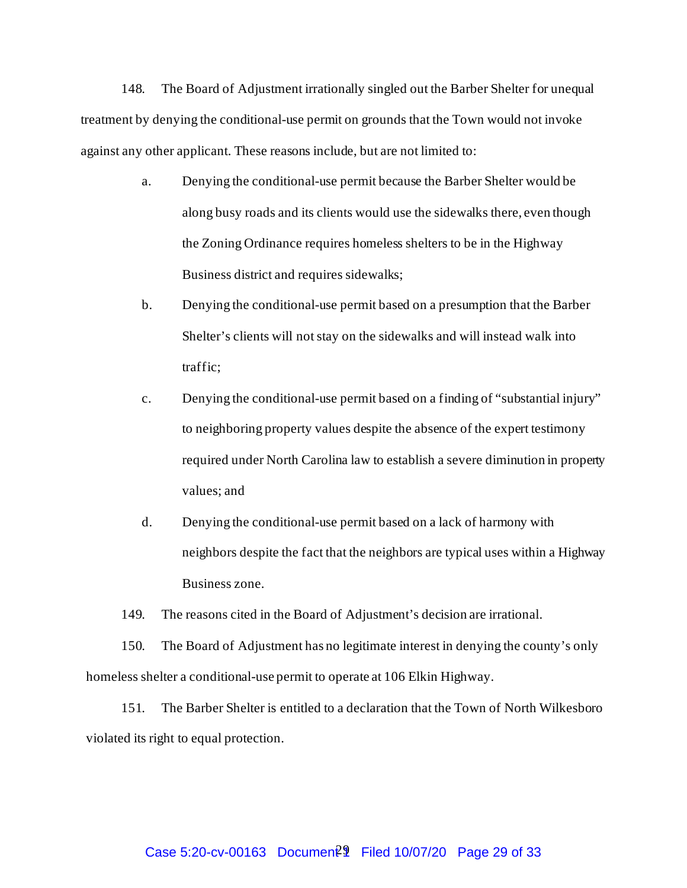148. The Board of Adjustment irrationally singled out the Barber Shelter for unequal treatment by denying the conditional-use permit on grounds that the Town would not invoke against any other applicant. These reasons include, but are not limited to:

a. Denying the conditional-use permit because the Barber Shelter would be along busy roads and its clients would use the sidewalks there, even though the Zoning Ordinance requires homeless shelters to be in the Highway Business district and requires sidewalks;

b. Denying the conditional-use permit based on a presumption that the Barber Shelter's clients will not stay on the sidewalks and will instead walk into traffic;

c. Denying the conditional-use permit based on a finding of "substantial injury" to neighboring property values despite the absence of the expert testimony required under North Carolina law to establish a severe diminution in property values; and

d. Denying the conditional-use permit based on a lack of harmony with neighbors despite the fact that the neighbors are typical uses within a Highway Business zone.

149. The reasons cited in the Board of Adjustment's decision are irrational.

150. The Board of Adjustment has no legitimate interest in denying the county's only homeless shelter a conditional-use permit to operate at 106 Elkin Highway.

151. The Barber Shelter is entitled to a declaration that the Town of North Wilkesboro violated its right to equal protection.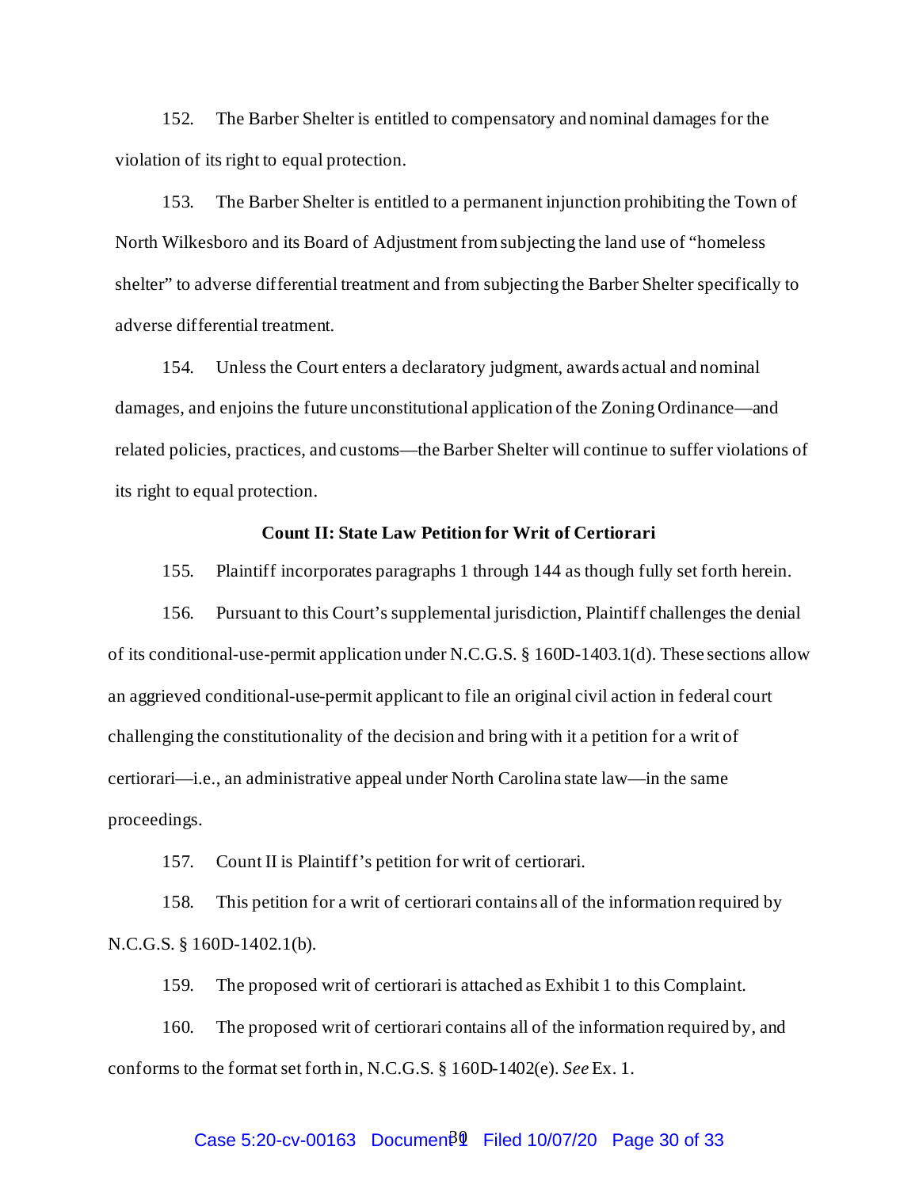152. The Barber Shelter is entitled to compensatory and nominal damages for the violation of its right to equal protection.

153. The Barber Shelter is entitled to a permanent injunction prohibiting the Town of North Wilkesboro and its Board of Adjustment from subjecting the land use of "homeless shelter" to adverse differential treatment and from subjecting the Barber Shelter specifically to adverse differential treatment.

154. Unless the Court enters a declaratory judgment, awards actual and nominal damages, and enjoins the future unconstitutional application of the Zoning Ordinance—and related policies, practices, and customs—the Barber Shelter will continue to suffer violations of its right to equal protection.

**Count II: State Law Petition for Writ of Certiorari**

155. Plaintiff incorporates paragraphs 1 through 144 as though fully set forth herein.

156. Pursuant to this Court's supplemental jurisdiction, Plaintiff challenges the denial of its conditional-use-permit application under N.C.G.S. § 160D-1403.1(d). These sections allow an aggrieved conditional-use-permit applicant to file an original civil action in federal court challenging the constitutionality of the decision and bring with it a petition for a writ of certiorari—i.e., an administrative appeal under North Carolina state law—in the same proceedings.

157. Count II is Plaintiff's petition for writ of certiorari.

158. This petition for a writ of certiorari contains all of the information required by N.C.G.S. § 160D-1402.1(b).

159. The proposed writ of certiorari is attached as Exhibit 1 to this Complaint.

160. The proposed writ of certiorari contains all of the information required by, and conforms to the format set forth in, N.C.G.S. § 160D-1402(e). *See* Ex. 1.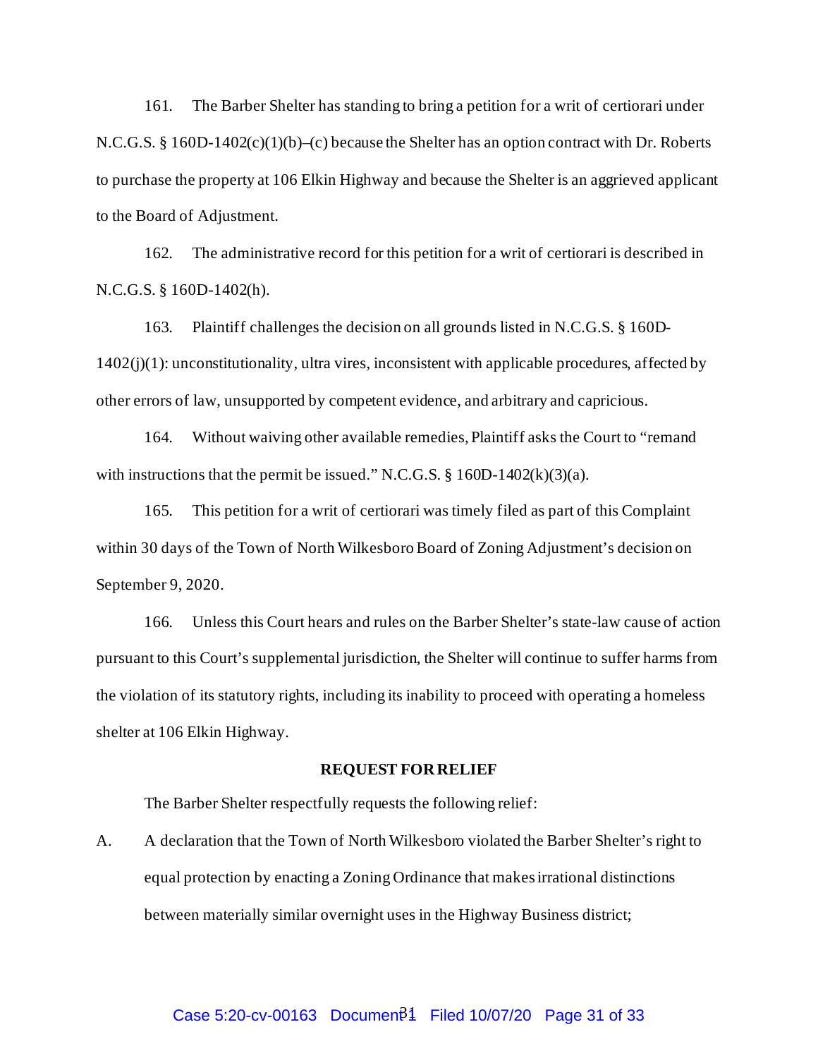161. The Barber Shelter has standing to bring a petition for a writ of certiorari under N.C.G.S. § 160D-1402(c)(1)(b)–(c) because the Shelter has an option contract with Dr. Roberts to purchase the property at 106 Elkin Highway and because the Shelter is an aggrieved applicant to the Board of Adjustment.

162. The administrative record for this petition for a writ of certiorari is described in N.C.G.S. § 160D-1402(h).

163. Plaintiff challenges the decision on all grounds listed in N.C.G.S. § 160D-1402(j)(1): unconstitutionality, ultra vires, inconsistent with applicable procedures, affected by other errors of law, unsupported by competent evidence, and arbitrary and capricious.

164. Without waiving other available remedies, Plaintiff asks the Court to "remand with instructions that the permit be issued." N.C.G.S. § 160D-1402(k)(3)(a).

165. This petition for a writ of certiorari was timely filed as part of this Complaint within 30 days of the Town of North Wilkesboro Board of Zoning Adjustment's decision on September 9, 2020.

166. Unless this Court hears and rules on the Barber Shelter's state-law cause of action pursuant to this Court's supplemental jurisdiction, the Shelter will continue to suffer harms from the violation of its statutory rights, including its inability to proceed with operating a homeless shelter at 106 Elkin Highway.

**REQUEST FOR RELIEF**

The Barber Shelter respectfully requests the following relief:

A. A declaration that the Town of North Wilkesboro violated the Barber Shelter's right to equal protection by enacting a Zoning Ordinance that makes irrational distinctions between materially similar overnight uses in the Highway Business district;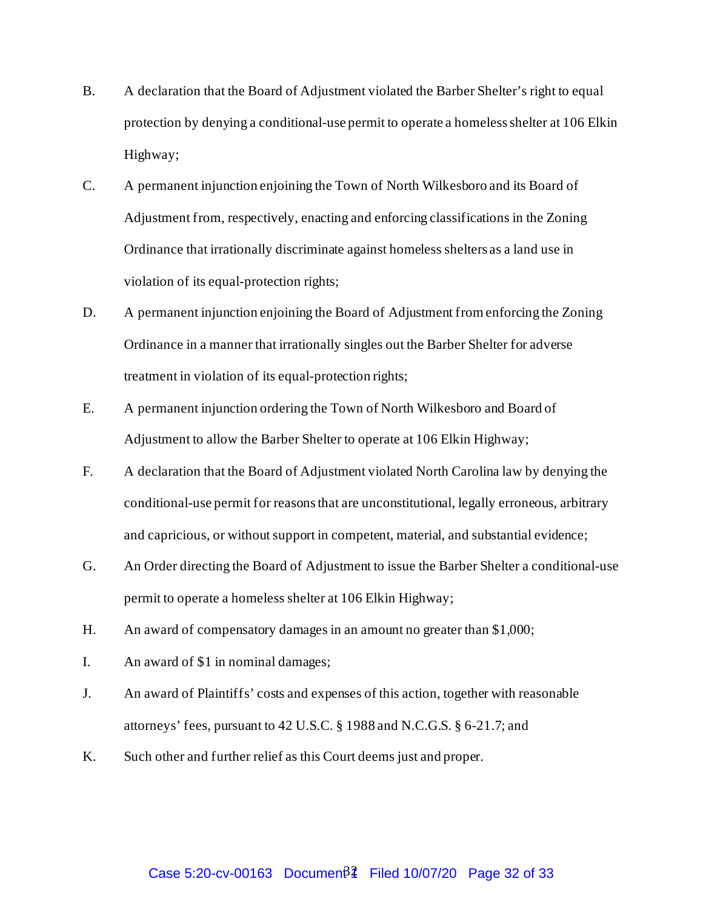B. A declaration that the Board of Adjustment violated the Barber Shelter's right to equal protection by denying a conditional-use permit to operate a homeless shelter at 106 Elkin Highway;

C. A permanent injunction enjoining the Town of North Wilkesboro and its Board of Adjustment from, respectively, enacting and enforcing classifications in the Zoning Ordinance that irrationally discriminate against homeless shelters as a land use in violation of its equal-protection rights;

D. A permanent injunction enjoining the Board of Adjustment from enforcing the Zoning Ordinance in a manner that irrationally singles out the Barber Shelter for adverse treatment in violation of its equal-protection rights;

E. A permanent injunction ordering the Town of North Wilkesboro and Board of Adjustment to allow the Barber Shelter to operate at 106 Elkin Highway;

F. A declaration that the Board of Adjustment violated North Carolina law by denying the conditional-use permit for reasons that are unconstitutional, legally erroneous, arbitrary and capricious, or without support in competent, material, and substantial evidence;

G. An Order directing the Board of Adjustment to issue the Barber Shelter a conditional-use permit to operate a homeless shelter at 106 Elkin Highway;

H. An award of compensatory damages in an amount no greater than $1,000;

I. An award of $1 in nominal damages;

J. An award of Plaintiffs' costs and expenses of this action, together with reasonable attorneys' fees, pursuant to 42 U.S.C. § 1988 and N.C.G.S. § 6-21.7; and

K. Such other and further relief as this Court deems just and proper.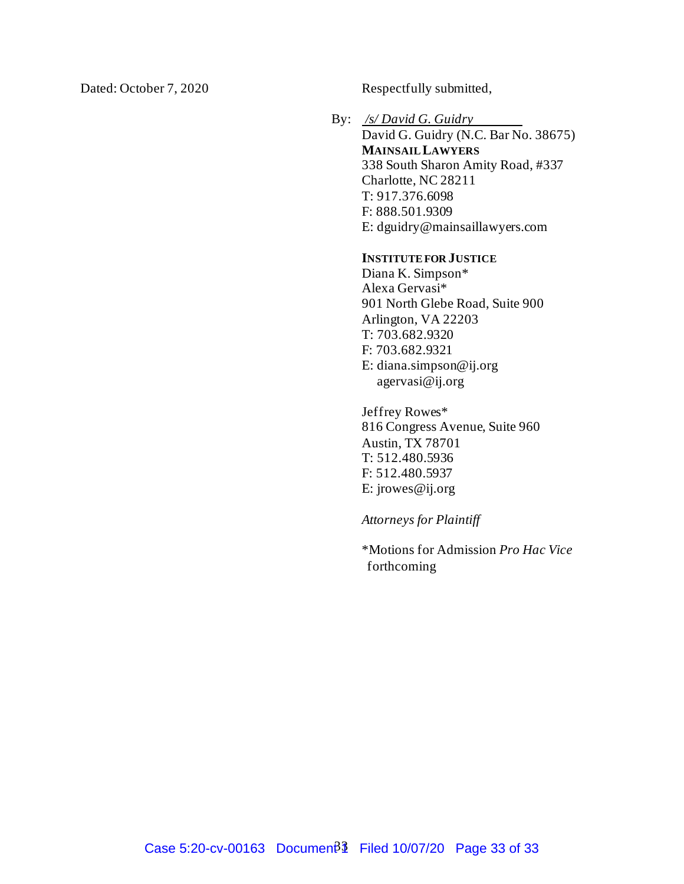Dated: October 7, 2020

Respectfully submitted,

By: */s/ David G. Guidry*
David G. Guidry (N.C. Bar No. 38675)
**MAINSAIL LAWYERS**
338 South Sharon Amity Road, #337
Charlotte, NC 28211
T: 917.376.6098
F: 888.501.9309
E: dguidry@mainsaillawyers.com

**INSTITUTE FOR JUSTICE**
Diana K. Simpson*
Alexa Gervasi*
901 North Glebe Road, Suite 900
Arlington, VA 22203
T: 703.682.9320
F: 703.682.9321
E: diana.simpson@ij.org
agervasi@ij.org

Jeffrey Rowes*
816 Congress Avenue, Suite 960
Austin, TX 78701
T: 512.480.5936
F: 512.480.5937
E: jrowes@ij.org

*Attorneys for Plaintiff*

*Motions for Admission *Pro Hac Vice* forthcoming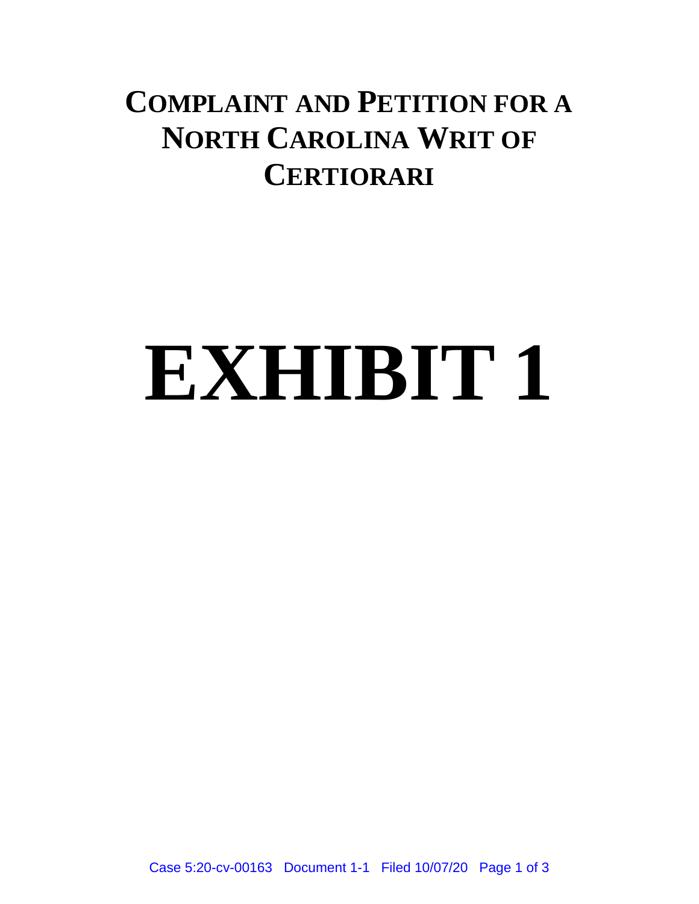# Complaint and Petition for a North Carolina Writ of Certiorari

# EXHIBIT 1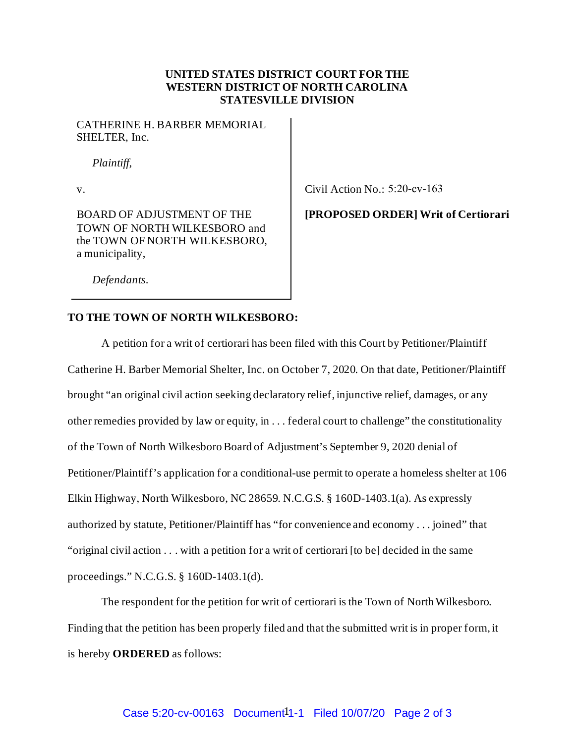**UNITED STATES DISTRICT COURT FOR THE WESTERN DISTRICT OF NORTH CAROLINA STATESVILLE DIVISION**

| | |
|---|---|
| CATHERINE H. BARBER MEMORIAL SHELTER, Inc.<br><br>*Plaintiff,*<br><br>v.<br><br>BOARD OF ADJUSTMENT OF THE TOWN OF NORTH WILKESBORO and the TOWN OF NORTH WILKESBORO, a municipality,<br><br>*Defendants.* | Civil Action No.: 5:20-cv-163<br><br>**[PROPOSED ORDER] Writ of Certiorari** |

**TO THE TOWN OF NORTH WILKESBORO:**

A petition for a writ of certiorari has been filed with this Court by Petitioner/Plaintiff Catherine H. Barber Memorial Shelter, Inc. on October 7, 2020. On that date, Petitioner/Plaintiff brought "an original civil action seeking declaratory relief, injunctive relief, damages, or any other remedies provided by law or equity, in . . . federal court to challenge" the constitutionality of the Town of North Wilkesboro Board of Adjustment's September 9, 2020 denial of Petitioner/Plaintiff's application for a conditional-use permit to operate a homeless shelter at 106 Elkin Highway, North Wilkesboro, NC 28659. N.C.G.S. § 160D-1403.1(a). As expressly authorized by statute, Petitioner/Plaintiff has "for convenience and economy . . . joined" that "original civil action . . . with a petition for a writ of certiorari [to be] decided in the same proceedings." N.C.G.S. § 160D-1403.1(d).

The respondent for the petition for writ of certiorari is the Town of North Wilkesboro. Finding that the petition has been properly filed and that the submitted writ is in proper form, it is hereby **ORDERED** as follows: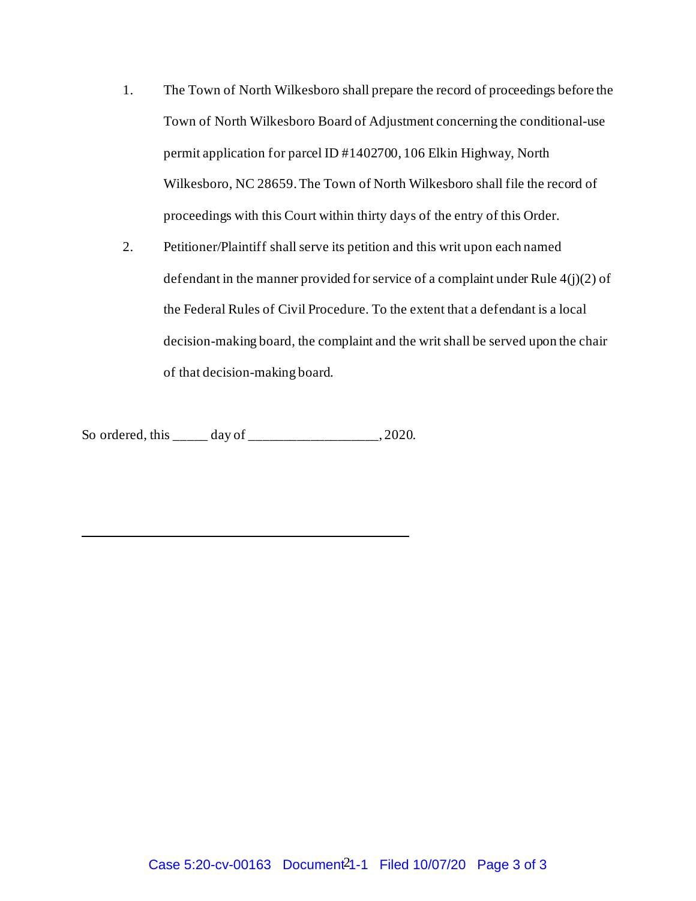1. The Town of North Wilkesboro shall prepare the record of proceedings before the Town of North Wilkesboro Board of Adjustment concerning the conditional-use permit application for parcel ID #1402700, 106 Elkin Highway, North Wilkesboro, NC 28659. The Town of North Wilkesboro shall file the record of proceedings with this Court within thirty days of the entry of this Order.

2. Petitioner/Plaintiff shall serve its petition and this writ upon each named defendant in the manner provided for service of a complaint under Rule 4(j)(2) of the Federal Rules of Civil Procedure. To the extent that a defendant is a local decision-making board, the complaint and the writ shall be served upon the chair of that decision-making board.

So ordered, this _____ day of ___________________, 2020.

_____________________________________________